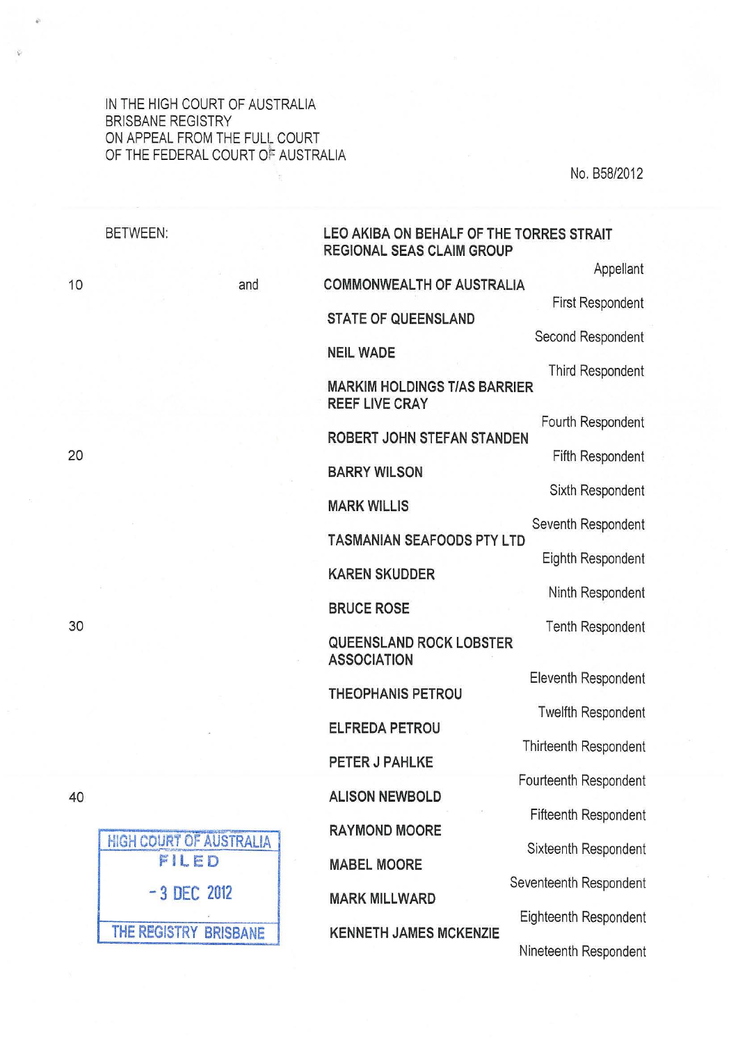IN THE HIGH COURT OF AUSTRALIA
BRISBANE REGISTRY
ON APPEAL FROM THE FULL COURT
OF THE FEDERAL COURT OF AUSTRALIA

No. B58/2012

BETWEEN:

**LEO AKIBA ON BEHALF OF THE TORRES STRAIT REGIONAL SEAS CLAIM GROUP**
Appellant

and

**COMMONWEALTH OF AUSTRALIA**
First Respondent

**STATE OF QUEENSLAND**
Second Respondent

**NEIL WADE**
Third Respondent

**MARKIM HOLDINGS T/AS BARRIER REEF LIVE CRAY**
Fourth Respondent

**ROBERT JOHN STEFAN STANDEN**
Fifth Respondent

**BARRY WILSON**
Sixth Respondent

**MARK WILLIS**
Seventh Respondent

**TASMANIAN SEAFOODS PTY LTD**
Eighth Respondent

**KAREN SKUDDER**
Ninth Respondent

**BRUCE ROSE**
Tenth Respondent

**QUEENSLAND ROCK LOBSTER ASSOCIATION**
Eleventh Respondent

**THEOPHANIS PETROU**
Twelfth Respondent

**ELFREDA PETROU**
Thirteenth Respondent

**PETER J PAHLKE**
Fourteenth Respondent

**ALISON NEWBOLD**
Fifteenth Respondent

**RAYMOND MOORE**
Sixteenth Respondent

**MABEL MOORE**
Seventeenth Respondent

**MARK MILLWARD**
Eighteenth Respondent

**KENNETH JAMES MCKENZIE**
Nineteenth Respondent

HIGH COURT OF AUSTRALIA
FILED
- 3 DEC 2012
THE REGISTRY BRISBANE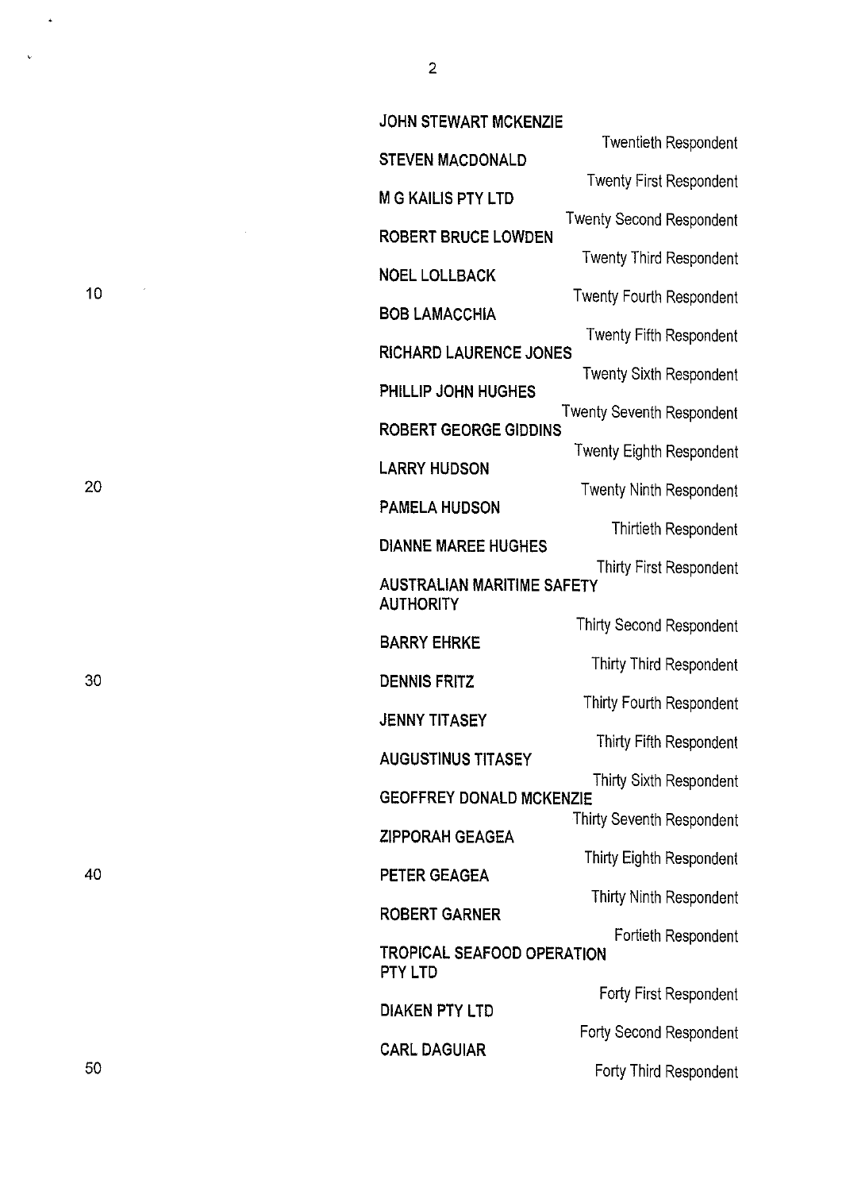**JOHN STEWART MCKENZIE**

Twentieth Respondent

**STEVEN MACDONALD**

Twenty First Respondent

**M G KAILIS PTY LTD**

Twenty Second Respondent

**ROBERT BRUCE LOWDEN**

Twenty Third Respondent

**NOEL LOLLBACK**

Twenty Fourth Respondent

**BOB LAMACCHIA**

Twenty Fifth Respondent

**RICHARD LAURENCE JONES**

Twenty Sixth Respondent

**PHILLIP JOHN HUGHES**

Twenty Seventh Respondent

**ROBERT GEORGE GIDDINS**

Twenty Eighth Respondent

**LARRY HUDSON**

Twenty Ninth Respondent

**PAMELA HUDSON**

Thirtieth Respondent

**DIANNE MAREE HUGHES**

Thirty First Respondent

**AUSTRALIAN MARITIME SAFETY AUTHORITY**

Thirty Second Respondent

**BARRY EHRKE**

Thirty Third Respondent

**DENNIS FRITZ**

Thirty Fourth Respondent

**JENNY TITASEY**

Thirty Fifth Respondent

**AUGUSTINUS TITASEY**

Thirty Sixth Respondent

**GEOFFREY DONALD MCKENZIE**

Thirty Seventh Respondent

**ZIPPORAH GEAGEA**

Thirty Eighth Respondent

**PETER GEAGEA**

Thirty Ninth Respondent

**ROBERT GARNER**

Fortieth Respondent

**TROPICAL SEAFOOD OPERATION PTY LTD**

Forty First Respondent

**DIAKEN PTY LTD**

Forty Second Respondent

**CARL DAGUIAR**

Forty Third Respondent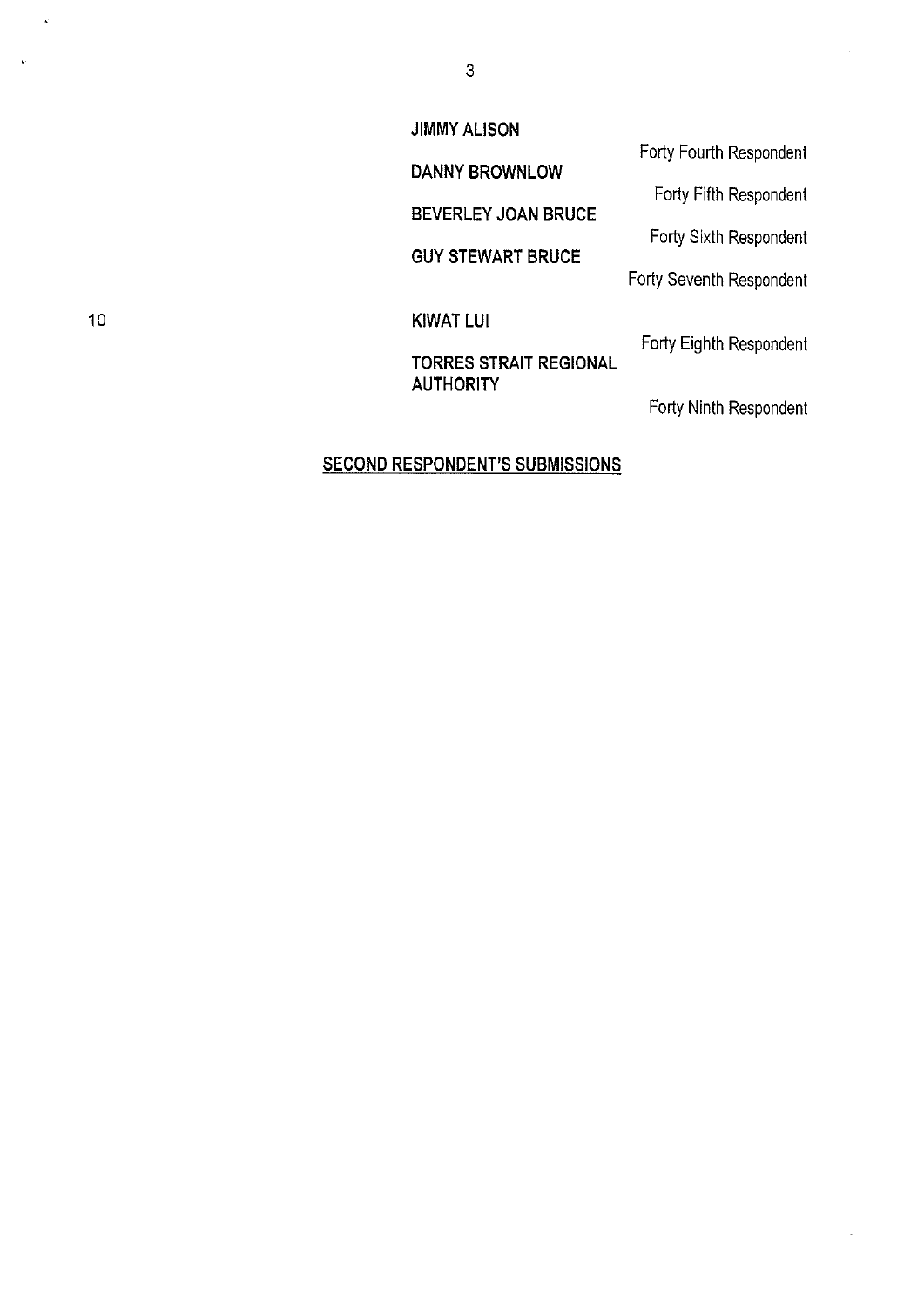**JIMMY ALISON**

Forty Fourth Respondent

**DANNY BROWNLOW**

Forty Fifth Respondent

**BEVERLEY JOAN BRUCE**

Forty Sixth Respondent

**GUY STEWART BRUCE**

Forty Seventh Respondent

**KIWAT LUI**

Forty Eighth Respondent

**TORRES STRAIT REGIONAL AUTHORITY**

Forty Ninth Respondent

**SECOND RESPONDENT'S SUBMISSIONS**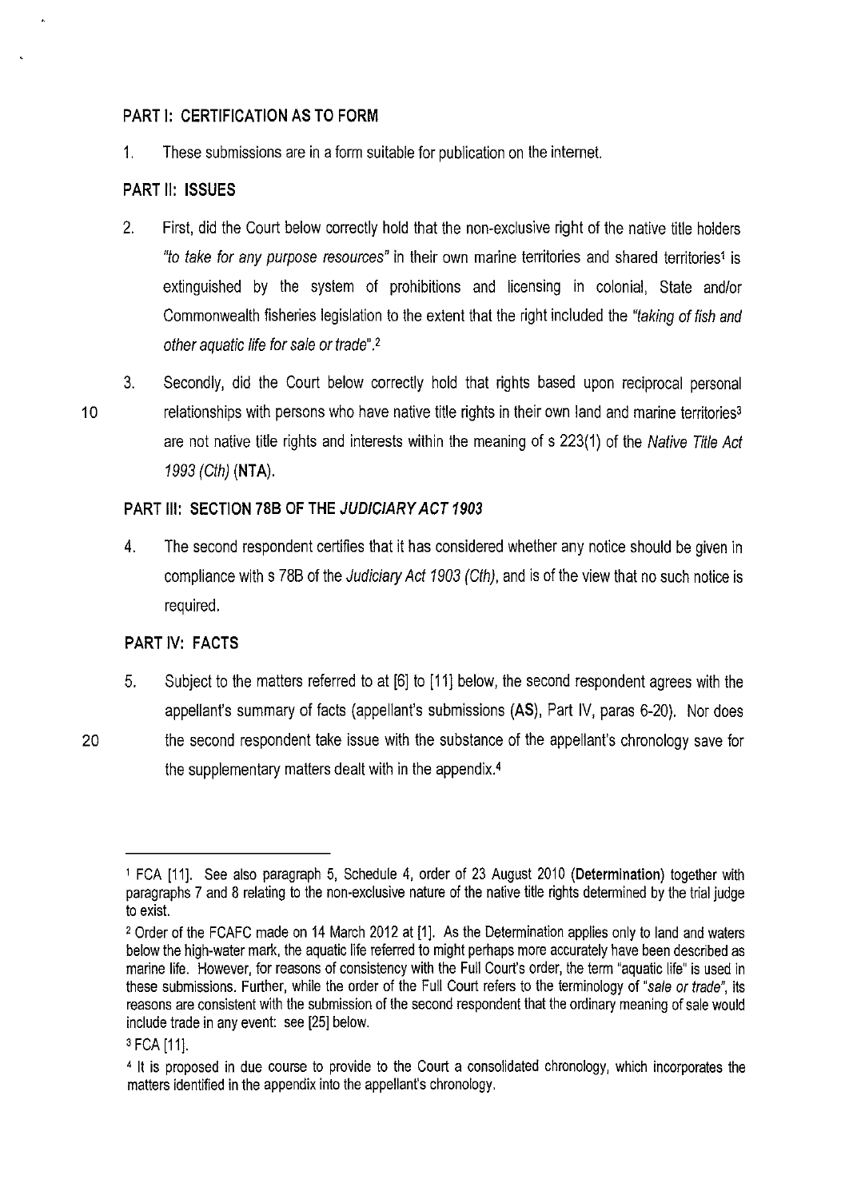## PART I: CERTIFICATION AS TO FORM

1. These submissions are in a form suitable for publication on the internet.

## PART II: ISSUES

2. First, did the Court below correctly hold that the non-exclusive right of the native title holders *"to take for any purpose resources"* in their own marine territories and shared territories[1] is extinguished by the system of prohibitions and licensing in colonial, State and/or Commonwealth fisheries legislation to the extent that the right included the *"taking of fish and other aquatic life for sale or trade"*.[2]

3. Secondly, did the Court below correctly hold that rights based upon reciprocal personal relationships with persons who have native title rights in their own land and marine territories[3] are not native title rights and interests within the meaning of s 223(1) of the *Native Title Act 1993 (Cth)* (**NTA**).

## PART III: SECTION 78B OF THE *JUDICIARY ACT 1903*

4. The second respondent certifies that it has considered whether any notice should be given in compliance with s 78B of the *Judiciary Act 1903 (Cth)*, and is of the view that no such notice is required.

## PART IV: FACTS

5. Subject to the matters referred to at [6] to [11] below, the second respondent agrees with the appellant's summary of facts (appellant's submissions (**AS**), Part IV, paras 6-20). Nor does the second respondent take issue with the substance of the appellant's chronology save for the supplementary matters dealt with in the appendix.[4]

---

[1] FCA [11]. See also paragraph 5, Schedule 4, order of 23 August 2010 (**Determination**) together with paragraphs 7 and 8 relating to the non-exclusive nature of the native title rights determined by the trial judge to exist.

[2] Order of the FCAFC made on 14 March 2012 at [1]. As the Determination applies only to land and waters below the high-water mark, the aquatic life referred to might perhaps more accurately have been described as marine life. However, for reasons of consistency with the Full Court's order, the term "aquatic life" is used in these submissions. Further, while the order of the Full Court refers to the terminology of *"sale or trade"*, its reasons are consistent with the submission of the second respondent that the ordinary meaning of sale would include trade in any event: see [25] below.

[3] FCA [11].

[4] It is proposed in due course to provide to the Court a consolidated chronology, which incorporates the matters identified in the appendix into the appellant's chronology.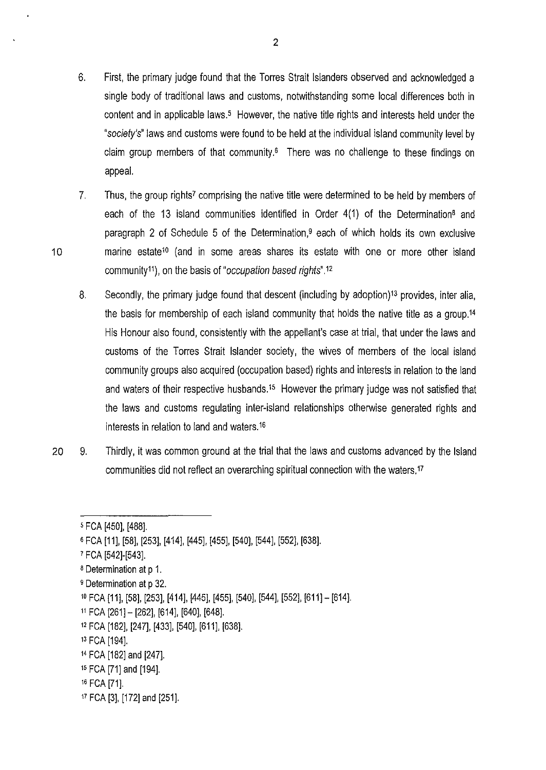6. First, the primary judge found that the Torres Strait Islanders observed and acknowledged a single body of traditional laws and customs, notwithstanding some local differences both in content and in applicable laws.[5] However, the native title rights and interests held under the "*society's*" laws and customs were found to be held at the individual island community level by claim group members of that community.[6] There was no challenge to these findings on appeal.

7. Thus, the group rights[7] comprising the native title were determined to be held by members of each of the 13 island communities identified in Order 4(1) of the Determination[8] and paragraph 2 of Schedule 5 of the Determination,[9] each of which holds its own exclusive marine estate[10] (and in some areas shares its estate with one or more other island community[11]), on the basis of "*occupation based rights*".[12]

8. Secondly, the primary judge found that descent (including by adoption)[13] provides, inter alia, the basis for membership of each island community that holds the native title as a group.[14] His Honour also found, consistently with the appellant's case at trial, that under the laws and customs of the Torres Strait Islander society, the wives of members of the local island community groups also acquired (occupation based) rights and interests in relation to the land and waters of their respective husbands.[15] However the primary judge was not satisfied that the laws and customs regulating inter-island relationships otherwise generated rights and interests in relation to land and waters.[16]

9. Thirdly, it was common ground at the trial that the laws and customs advanced by the Island communities did not reflect an overarching spiritual connection with the waters.[17]

---

[5] FCA [450], [488].

[6] FCA [11], [58], [253], [414], [445], [455], [540], [544], [552], [638].

[7] FCA [542]-[543].

[8] Determination at p 1.

[9] Determination at p 32.

[10] FCA [11], [58], [253], [414], [445], [455], [540], [544], [552], [611] – [614].

[11] FCA [261] – [262], [614], [640], [648].

[12] FCA [182], [247], [433], [540], [611], [638].

[13] FCA [194].

[14] FCA [182] and [247].

[15] FCA [71] and [194].

[16] FCA [71].

[17] FCA [3], [172] and [251].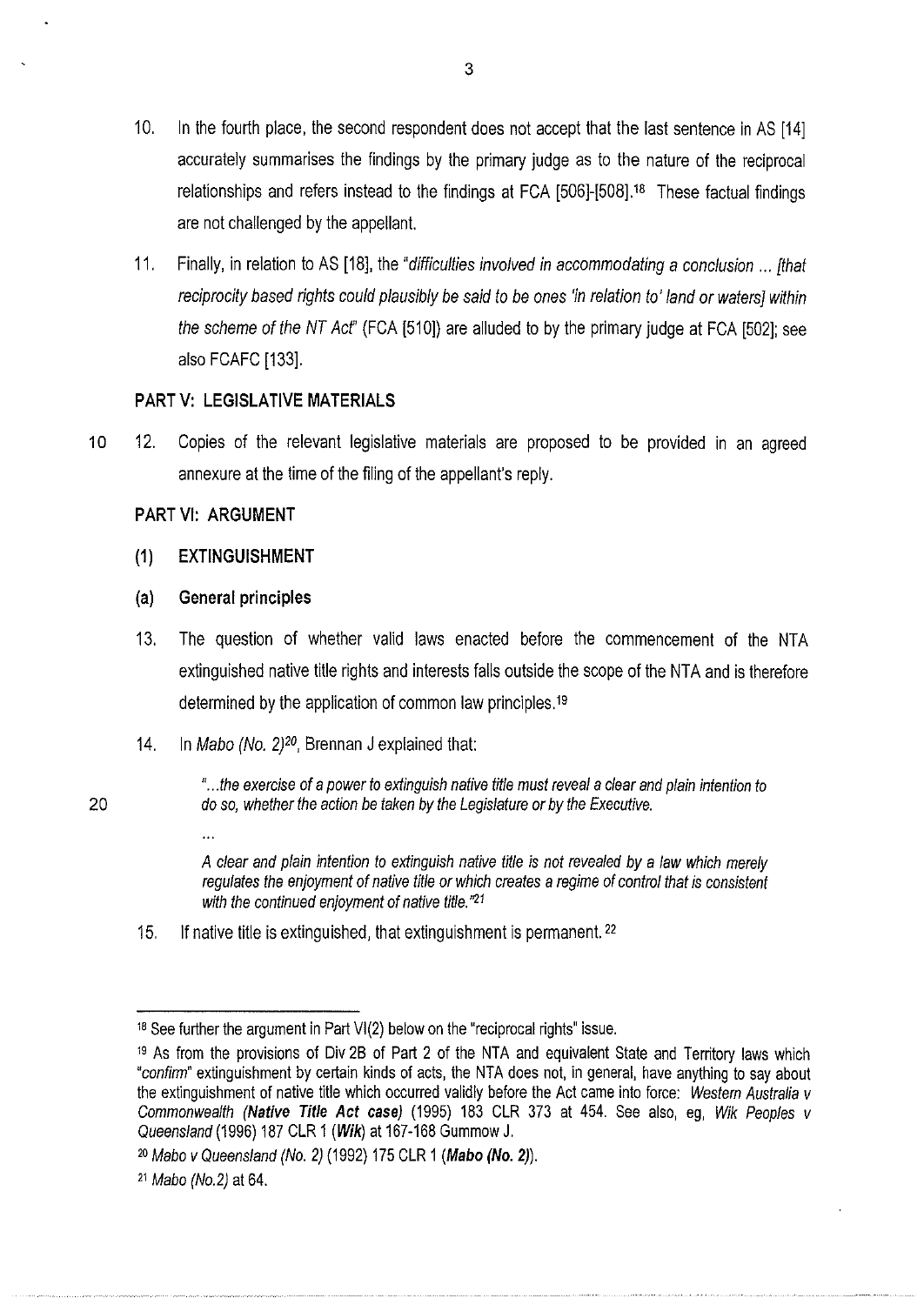10. In the fourth place, the second respondent does not accept that the last sentence in AS [14] accurately summarises the findings by the primary judge as to the nature of the reciprocal relationships and refers instead to the findings at FCA [506]-[508].[18] These factual findings are not challenged by the appellant.

11. Finally, in relation to AS [18], the "*difficulties involved in accommodating a conclusion ... [that reciprocity based rights could plausibly be said to be ones 'in relation to' land or waters] within the scheme of the NT Act*" (FCA [510]) are alluded to by the primary judge at FCA [502]; see also FCAFC [133].

## PART V: LEGISLATIVE MATERIALS

12. Copies of the relevant legislative materials are proposed to be provided in an agreed annexure at the time of the filing of the appellant's reply.

## PART VI: ARGUMENT

### (1) EXTINGUISHMENT

### (a) General principles

13. The question of whether valid laws enacted before the commencement of the NTA extinguished native title rights and interests falls outside the scope of the NTA and is therefore determined by the application of common law principles.[19]

14. In *Mabo (No. 2)*[20], Brennan J explained that:

> "*...the exercise of a power to extinguish native title must reveal a clear and plain intention to do so, whether the action be taken by the Legislature or by the Executive.*
>
> ...
>
> *A clear and plain intention to extinguish native title is not revealed by a law which merely regulates the enjoyment of native title or which creates a regime of control that is consistent with the continued enjoyment of native title.*"[21]

15. If native title is extinguished, that extinguishment is permanent.[22]

---

[18] See further the argument in Part VI(2) below on the "reciprocal rights" issue.

[19] As from the provisions of Div 2B of Part 2 of the NTA and equivalent State and Territory laws which "*confirm*" extinguishment by certain kinds of acts, the NTA does not, in general, have anything to say about the extinguishment of native title which occurred validly before the Act came into force: *Western Australia v Commonwealth* **(*Native Title Act case*)** (1995) 183 CLR 373 at 454. See also, eg, *Wik Peoples v Queensland* (1996) 187 CLR 1 (***Wik***) at 167-168 Gummow J.

[20] *Mabo v Queensland (No. 2)* (1992) 175 CLR 1 (***Mabo (No. 2)***).

[21] *Mabo (No.2)* at 64.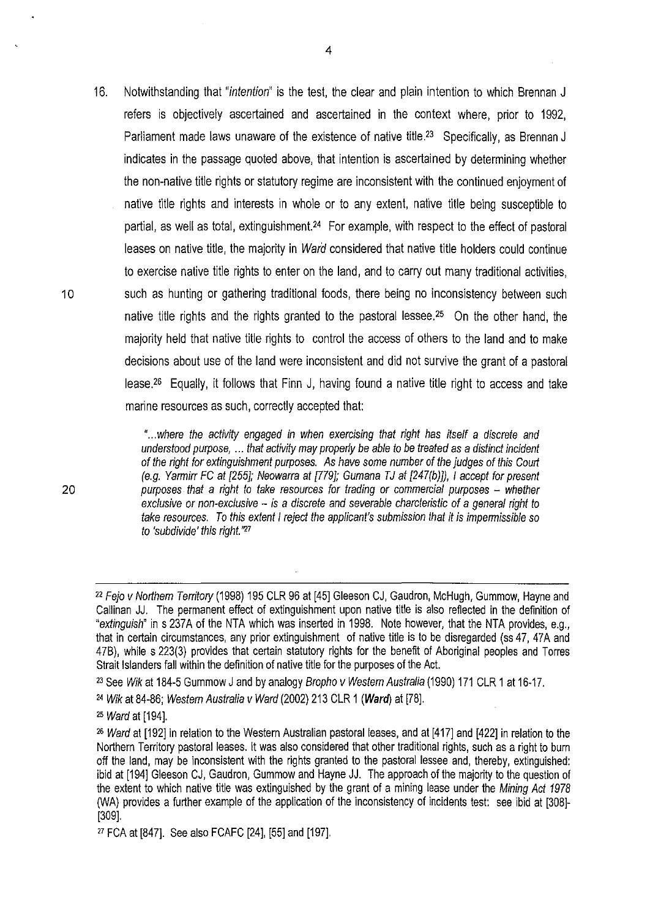16. Notwithstanding that "*intention*" is the test, the clear and plain intention to which Brennan J refers is objectively ascertained and ascertained in the context where, prior to 1992, Parliament made laws unaware of the existence of native title.[23] Specifically, as Brennan J indicates in the passage quoted above, that intention is ascertained by determining whether the non-native title rights or statutory regime are inconsistent with the continued enjoyment of native title rights and interests in whole or to any extent, native title being susceptible to partial, as well as total, extinguishment.[24] For example, with respect to the effect of pastoral leases on native title, the majority in *Ward* considered that native title holders could continue to exercise native title rights to enter on the land, and to carry out many traditional activities, such as hunting or gathering traditional foods, there being no inconsistency between such native title rights and the rights granted to the pastoral lessee.[25] On the other hand, the majority held that native title rights to control the access of others to the land and to make decisions about use of the land were inconsistent and did not survive the grant of a pastoral lease.[26] Equally, it follows that Finn J, having found a native title right to access and take marine resources as such, correctly accepted that:

> *"...where the activity engaged in when exercising that right has itself a discrete and understood purpose, ... that activity may properly be able to be treated as a distinct incident of the right for extinguishment purposes. As have some number of the judges of this Court (e.g. Yarmirr FC at [255]; Neowarra at [779]; Gumana TJ at [247(b)]), I accept for present purposes that a right to take resources for trading or commercial purposes – whether exclusive or non-exclusive – is a discrete and severable charcteristic of a general right to take resources. To this extent I reject the applicant's submission that it is impermissible so to 'subdivide' this right."*[27]

---

[22] *Fejo v Northern Territory* (1998) 195 CLR 96 at [45] Gleeson CJ, Gaudron, McHugh, Gummow, Hayne and Callinan JJ. The permanent effect of extinguishment upon native title is also reflected in the definition of "*extinguish*" in s 237A of the NTA which was inserted in 1998. Note however, that the NTA provides, e.g., that in certain circumstances, any prior extinguishment of native title is to be disregarded (ss 47, 47A and 47B), while s 223(3) provides that certain statutory rights for the benefit of Aboriginal peoples and Torres Strait Islanders fall within the definition of native title for the purposes of the Act.

[23] See *Wik* at 184-5 Gummow J and by analogy *Bropho v Western Australia* (1990) 171 CLR 1 at 16-17.

[24] *Wik* at 84-86; *Western Australia v Ward* (2002) 213 CLR 1 (***Ward***) at [78].

[25] *Ward* at [194].

[26] *Ward* at [192] in relation to the Western Australian pastoral leases, and at [417] and [422] in relation to the Northern Territory pastoral leases. It was also considered that other traditional rights, such as a right to burn off the land, may be inconsistent with the rights granted to the pastoral lessee and, thereby, extinguished: ibid at [194] Gleeson CJ, Gaudron, Gummow and Hayne JJ. The approach of the majority to the question of the extent to which native title was extinguished by the grant of a mining lease under the *Mining Act 1978* (WA) provides a further example of the application of the inconsistency of incidents test: see ibid at [308]-[309].

[27] FCA at [847]. See also FCAFC [24], [55] and [197].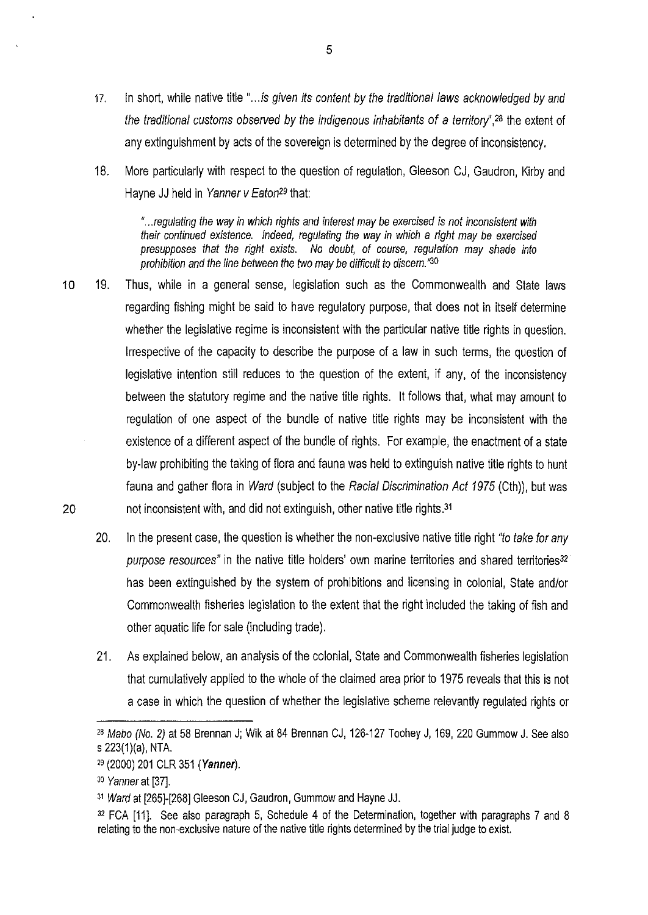17. In short, while native title "*...is given its content by the traditional laws acknowledged by and the traditional customs observed by the indigenous inhabitants of a territory*",[28] the extent of any extinguishment by acts of the sovereign is determined by the degree of inconsistency.

18. More particularly with respect to the question of regulation, Gleeson CJ, Gaudron, Kirby and Hayne JJ held in *Yanner v Eaton*[29] that:

> "*...regulating the way in which rights and interest may be exercised is not inconsistent with their continued existence. Indeed, regulating the way in which a right may be exercised presupposes that the right exists. No doubt, of course, regulation may shade into prohibition and the line between the two may be difficult to discern.*"[30]

19. Thus, while in a general sense, legislation such as the Commonwealth and State laws regarding fishing might be said to have regulatory purpose, that does not in itself determine whether the legislative regime is inconsistent with the particular native title rights in question. Irrespective of the capacity to describe the purpose of a law in such terms, the question of legislative intention still reduces to the question of the extent, if any, of the inconsistency between the statutory regime and the native title rights. It follows that, what may amount to regulation of one aspect of the bundle of native title rights may be inconsistent with the existence of a different aspect of the bundle of rights. For example, the enactment of a state by-law prohibiting the taking of flora and fauna was held to extinguish native title rights to hunt fauna and gather flora in *Ward* (subject to the *Racial Discrimination Act 1975* (Cth)), but was not inconsistent with, and did not extinguish, other native title rights.[31]

20. In the present case, the question is whether the non-exclusive native title right *"to take for any purpose resources"* in the native title holders' own marine territories and shared territories[32] has been extinguished by the system of prohibitions and licensing in colonial, State and/or Commonwealth fisheries legislation to the extent that the right included the taking of fish and other aquatic life for sale (including trade).

21. As explained below, an analysis of the colonial, State and Commonwealth fisheries legislation that cumulatively applied to the whole of the claimed area prior to 1975 reveals that this is not a case in which the question of whether the legislative scheme relevantly regulated rights or

---

[28] *Mabo (No. 2)* at 58 Brennan J; Wik at 84 Brennan CJ, 126-127 Toohey J, 169, 220 Gummow J. See also s 223(1)(a), NTA.

[29] (2000) 201 CLR 351 (***Yanner***).

[30] *Yanner* at [37].

[31] *Ward* at [265]-[268] Gleeson CJ, Gaudron, Gummow and Hayne JJ.

[32] FCA [11]. See also paragraph 5, Schedule 4 of the Determination, together with paragraphs 7 and 8 relating to the non-exclusive nature of the native title rights determined by the trial judge to exist.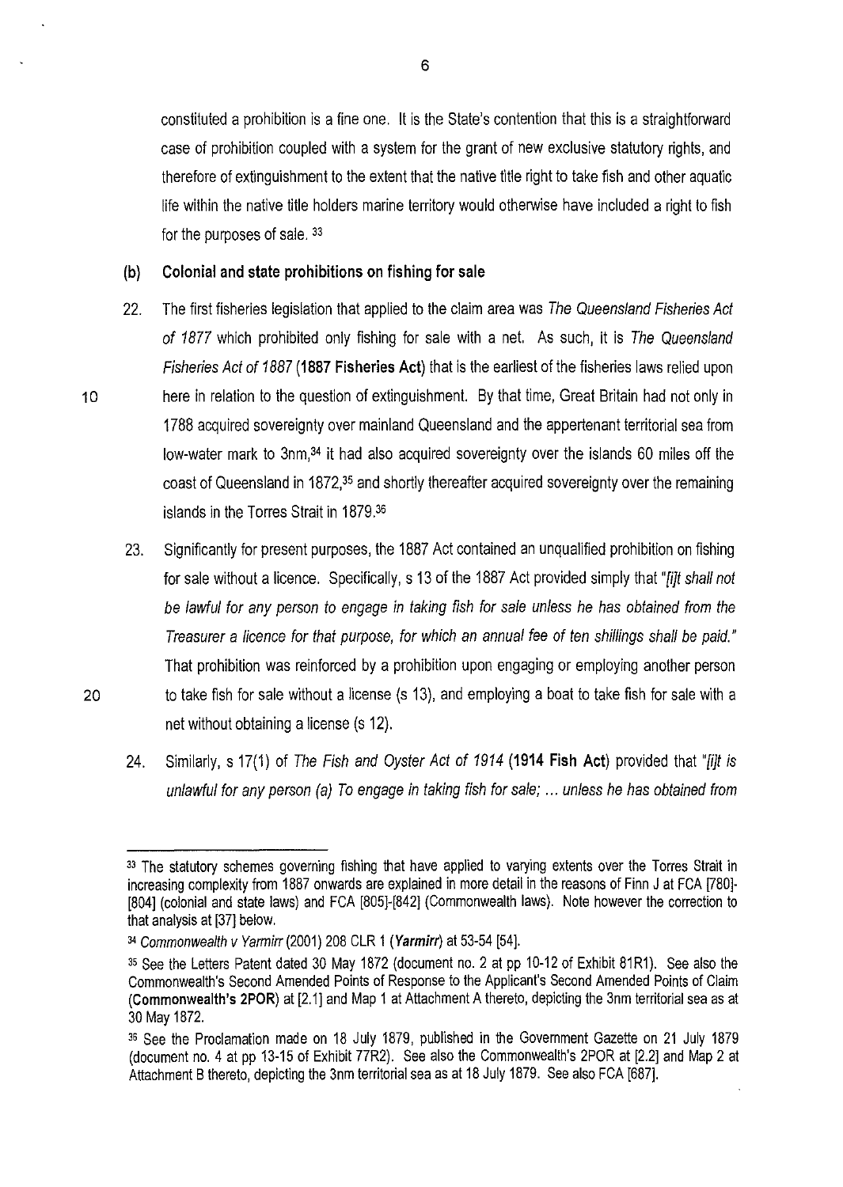constituted a prohibition is a fine one. It is the State's contention that this is a straightforward case of prohibition coupled with a system for the grant of new exclusive statutory rights, and therefore of extinguishment to the extent that the native title right to take fish and other aquatic life within the native title holders marine territory would otherwise have included a right to fish for the purposes of sale. [33]

**(b) Colonial and state prohibitions on fishing for sale**

22. The first fisheries legislation that applied to the claim area was *The Queensland Fisheries Act of 1877* which prohibited only fishing for sale with a net. As such, it is *The Queensland Fisheries Act of 1887* (**1887 Fisheries Act**) that is the earliest of the fisheries laws relied upon here in relation to the question of extinguishment. By that time, Great Britain had not only in 1788 acquired sovereignty over mainland Queensland and the appertenant territorial sea from low-water mark to 3nm,[34] it had also acquired sovereignty over the islands 60 miles off the coast of Queensland in 1872,[35] and shortly thereafter acquired sovereignty over the remaining islands in the Torres Strait in 1879.[36]

23. Significantly for present purposes, the 1887 Act contained an unqualified prohibition on fishing for sale without a licence. Specifically, s 13 of the 1887 Act provided simply that "*[i]t shall not be lawful for any person to engage in taking fish for sale unless he has obtained from the Treasurer a licence for that purpose, for which an annual fee of ten shillings shall be paid.*" That prohibition was reinforced by a prohibition upon engaging or employing another person to take fish for sale without a license (s 13), and employing a boat to take fish for sale with a net without obtaining a license (s 12).

24. Similarly, s 17(1) of *The Fish and Oyster Act of 1914* (**1914 Fish Act**) provided that "*[i]t is unlawful for any person (a) To engage in taking fish for sale; ... unless he has obtained from*

---

[33] The statutory schemes governing fishing that have applied to varying extents over the Torres Strait in increasing complexity from 1887 onwards are explained in more detail in the reasons of Finn J at FCA [780]-[804] (colonial and state laws) and FCA [805]-[842] (Commonwealth laws). Note however the correction to that analysis at [37] below.

[34] *Commonwealth v Yarmirr* (2001) 208 CLR 1 (***Yarmirr***) at 53-54 [54].

[35] See the Letters Patent dated 30 May 1872 (document no. 2 at pp 10-12 of Exhibit 81R1). See also the Commonwealth's Second Amended Points of Response to the Applicant's Second Amended Points of Claim (**Commonwealth's 2POR**) at [2.1] and Map 1 at Attachment A thereto, depicting the 3nm territorial sea as at 30 May 1872.

[36] See the Proclamation made on 18 July 1879, published in the Government Gazette on 21 July 1879 (document no. 4 at pp 13-15 of Exhibit 77R2). See also the Commonwealth's 2POR at [2.2] and Map 2 at Attachment B thereto, depicting the 3nm territorial sea as at 18 July 1879. See also FCA [687].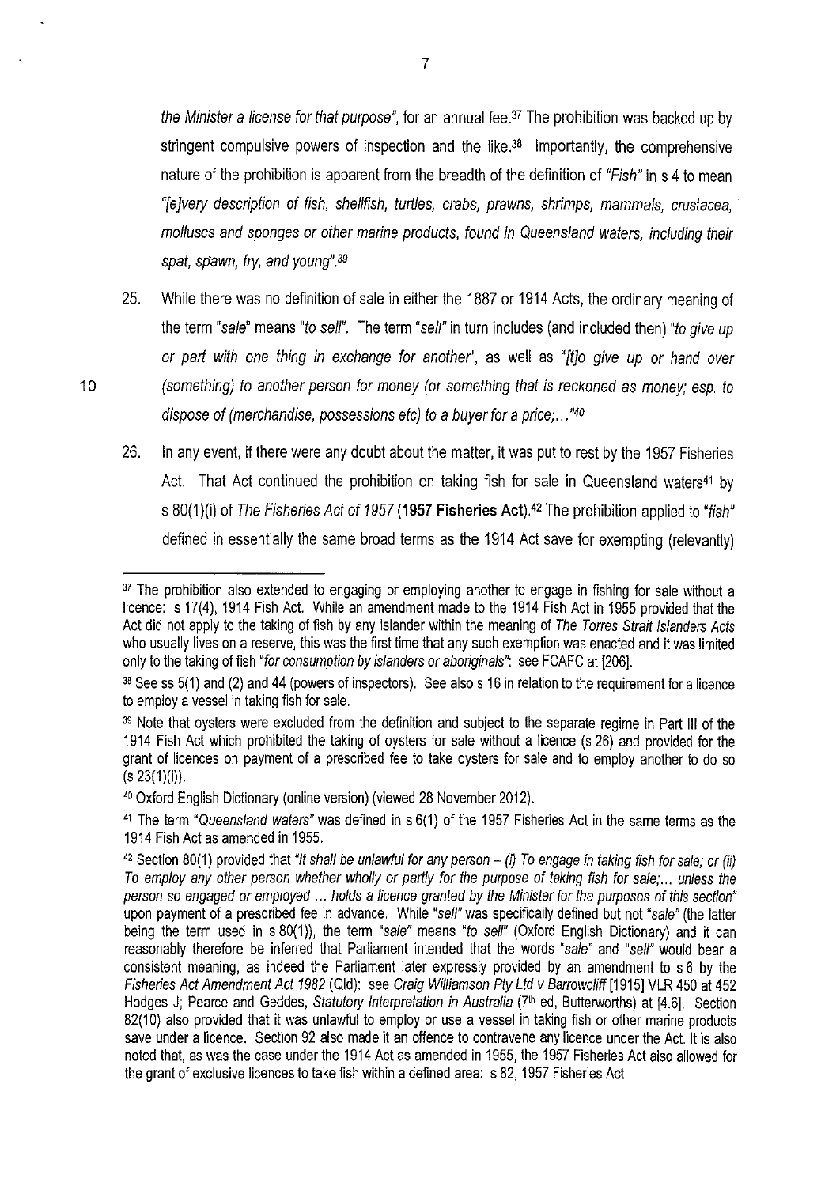*the Minister a license for that purpose*", for an annual fee.[37] The prohibition was backed up by stringent compulsive powers of inspection and the like.[38] Importantly, the comprehensive nature of the prohibition is apparent from the breadth of the definition of "*Fish*" in s 4 to mean "*[e]very description of fish, shellfish, turtles, crabs, prawns, shrimps, mammals, crustacea, molluscs and sponges or other marine products, found in Queensland waters, including their spat, spawn, fry, and young*".[39]

25. While there was no definition of sale in either the 1887 or 1914 Acts, the ordinary meaning of the term "*sale*" means "*to sell*". The term "*sell*" in turn includes (and included then) "*to give up or part with one thing in exchange for another*", as well as "*[t]o give up or hand over (something) to another person for money (or something that is reckoned as money; esp. to dispose of (merchandise, possessions etc) to a buyer for a price;...*"[40]

26. In any event, if there were any doubt about the matter, it was put to rest by the 1957 Fisheries Act. That Act continued the prohibition on taking fish for sale in Queensland waters[41] by s 80(1)(i) of *The Fisheries Act of 1957* (**1957 Fisheries Act**).[42] The prohibition applied to "*fish*" defined in essentially the same broad terms as the 1914 Act save for exempting (relevantly)

---

[37] The prohibition also extended to engaging or employing another to engage in fishing for sale without a licence: s 17(4), 1914 Fish Act. While an amendment made to the 1914 Fish Act in 1955 provided that the Act did not apply to the taking of fish by any Islander within the meaning of *The Torres Strait Islanders Acts* who usually lives on a reserve, this was the first time that any such exemption was enacted and it was limited only to the taking of fish "*for consumption by islanders or aboriginals*": see FCAFC at [206].

[38] See ss 5(1) and (2) and 44 (powers of inspectors). See also s 16 in relation to the requirement for a licence to employ a vessel in taking fish for sale.

[39] Note that oysters were excluded from the definition and subject to the separate regime in Part III of the 1914 Fish Act which prohibited the taking of oysters for sale without a licence (s 26) and provided for the grant of licences on payment of a prescribed fee to take oysters for sale and to employ another to do so (s 23(1)(i)).

[40] Oxford English Dictionary (online version) (viewed 28 November 2012).

[41] The term "*Queensland waters*" was defined in s 6(1) of the 1957 Fisheries Act in the same terms as the 1914 Fish Act as amended in 1955.

[42] Section 80(1) provided that "*It shall be unlawful for any person – (i) To engage in taking fish for sale; or (ii) To employ any other person whether wholly or partly for the purpose of taking fish for sale;... unless the person so engaged or employed ... holds a licence granted by the Minister for the purposes of this section*" upon payment of a prescribed fee in advance. While "*sell*" was specifically defined but not "*sale*" (the latter being the term used in s 80(1)), the term "*sale*" means "*to sell*" (Oxford English Dictionary) and it can reasonably therefore be inferred that Parliament intended that the words "*sale*" and "*sell*" would bear a consistent meaning, as indeed the Parliament later expressly provided by an amendment to s 6 by the *Fisheries Act Amendment Act 1982* (Qld): see *Craig Williamson Pty Ltd v Barrowcliff* [1915] VLR 450 at 452 Hodges J; Pearce and Geddes, *Statutory Interpretation in Australia* (7th ed, Butterworths) at [4.6]. Section 82(10) also provided that it was unlawful to employ or use a vessel in taking fish or other marine products save under a licence. Section 92 also made it an offence to contravene any licence under the Act. It is also noted that, as was the case under the 1914 Act as amended in 1955, the 1957 Fisheries Act also allowed for the grant of exclusive licences to take fish within a defined area: s 82, 1957 Fisheries Act.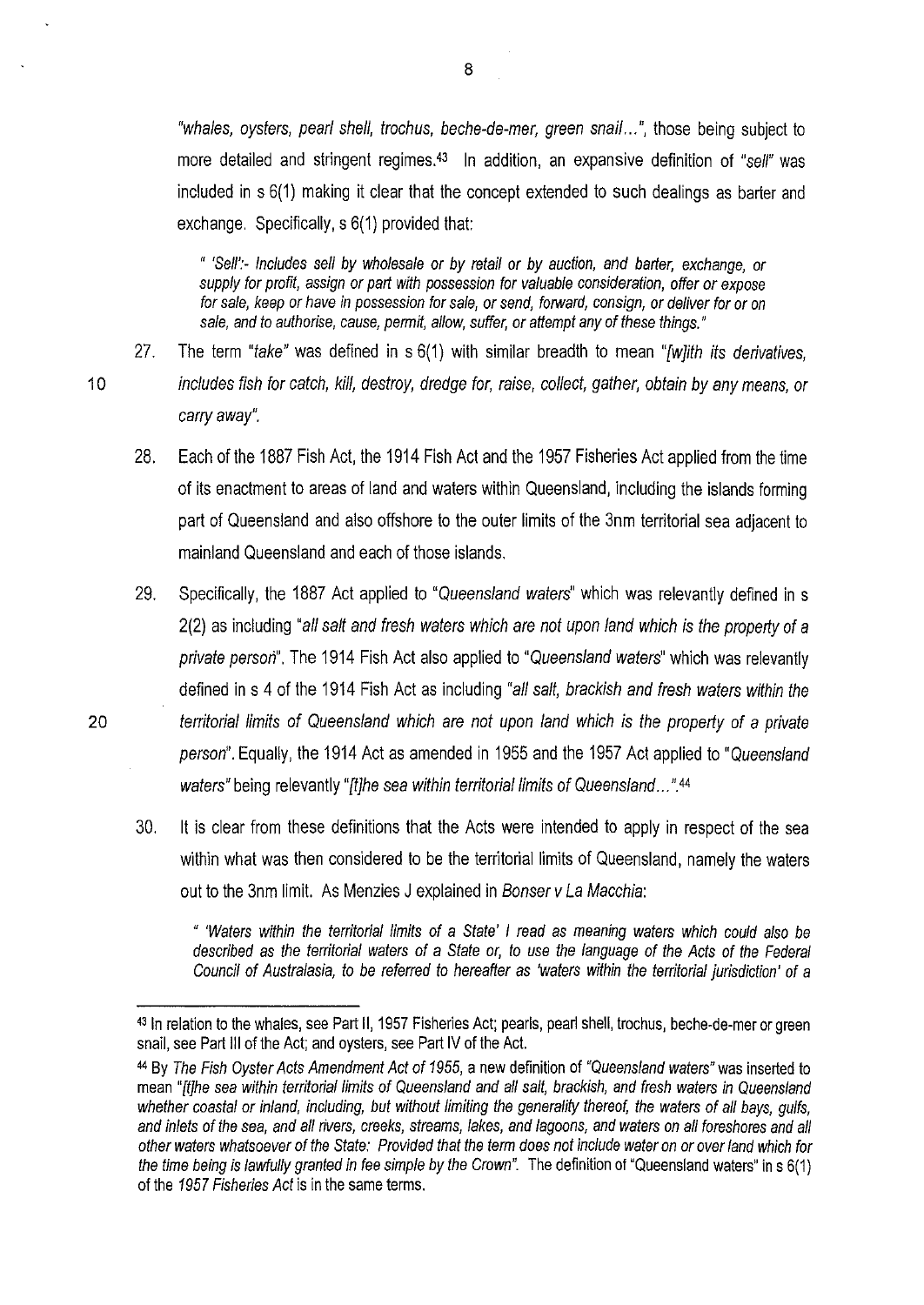*"whales, oysters, pearl shell, trochus, beche-de-mer, green snail..."*, those being subject to more detailed and stringent regimes.[43] In addition, an expansive definition of *"sell"* was included in s 6(1) making it clear that the concept extended to such dealings as barter and exchange. Specifically, s 6(1) provided that:

> *" 'Sell':- Includes sell by wholesale or by retail or by auction, and barter, exchange, or supply for profit, assign or part with possession for valuable consideration, offer or expose for sale, keep or have in possession for sale, or send, forward, consign, or deliver for or on sale, and to authorise, cause, permit, allow, suffer, or attempt any of these things."*

27. The term *"take"* was defined in s 6(1) with similar breadth to mean *"[w]ith its derivatives, includes fish for catch, kill, destroy, dredge for, raise, collect, gather, obtain by any means, or carry away"*.

28. Each of the 1887 Fish Act, the 1914 Fish Act and the 1957 Fisheries Act applied from the time of its enactment to areas of land and waters within Queensland, including the islands forming part of Queensland and also offshore to the outer limits of the 3nm territorial sea adjacent to mainland Queensland and each of those islands.

29. Specifically, the 1887 Act applied to *"Queensland waters"* which was relevantly defined in s 2(2) as including *"all salt and fresh waters which are not upon land which is the property of a private person"*. The 1914 Fish Act also applied to *"Queensland waters"* which was relevantly defined in s 4 of the 1914 Fish Act as including *"all salt, brackish and fresh waters within the territorial limits of Queensland which are not upon land which is the property of a private person"*. Equally, the 1914 Act as amended in 1955 and the 1957 Act applied to *"Queensland waters"* being relevantly *"[t]he sea within territorial limits of Queensland..."*.[44]

30. It is clear from these definitions that the Acts were intended to apply in respect of the sea within what was then considered to be the territorial limits of Queensland, namely the waters out to the 3nm limit. As Menzies J explained in *Bonser v La Macchia*:

> *" 'Waters within the territorial limits of a State' I read as meaning waters which could also be described as the territorial waters of a State or, to use the language of the Acts of the Federal Council of Australasia, to be referred to hereafter as 'waters within the territorial jurisdiction' of a*

---

[43] In relation to the whales, see Part II, 1957 Fisheries Act; pearls, pearl shell, trochus, beche-de-mer or green snail, see Part III of the Act; and oysters, see Part IV of the Act.

[44] By *The Fish Oyster Acts Amendment Act of 1955*, a new definition of "Queensland waters" was inserted to mean *"[t]he sea within territorial limits of Queensland and all salt, brackish, and fresh waters in Queensland whether coastal or inland, including, but without limiting the generality thereof, the waters of all bays, gulfs, and inlets of the sea, and all rivers, creeks, streams, lakes, and lagoons, and waters on all foreshores and all other waters whatsoever of the State: Provided that the term does not include water on or over land which for the time being is lawfully granted in fee simple by the Crown"*. The definition of "Queensland waters" in s 6(1) of the *1957 Fisheries Act* is in the same terms.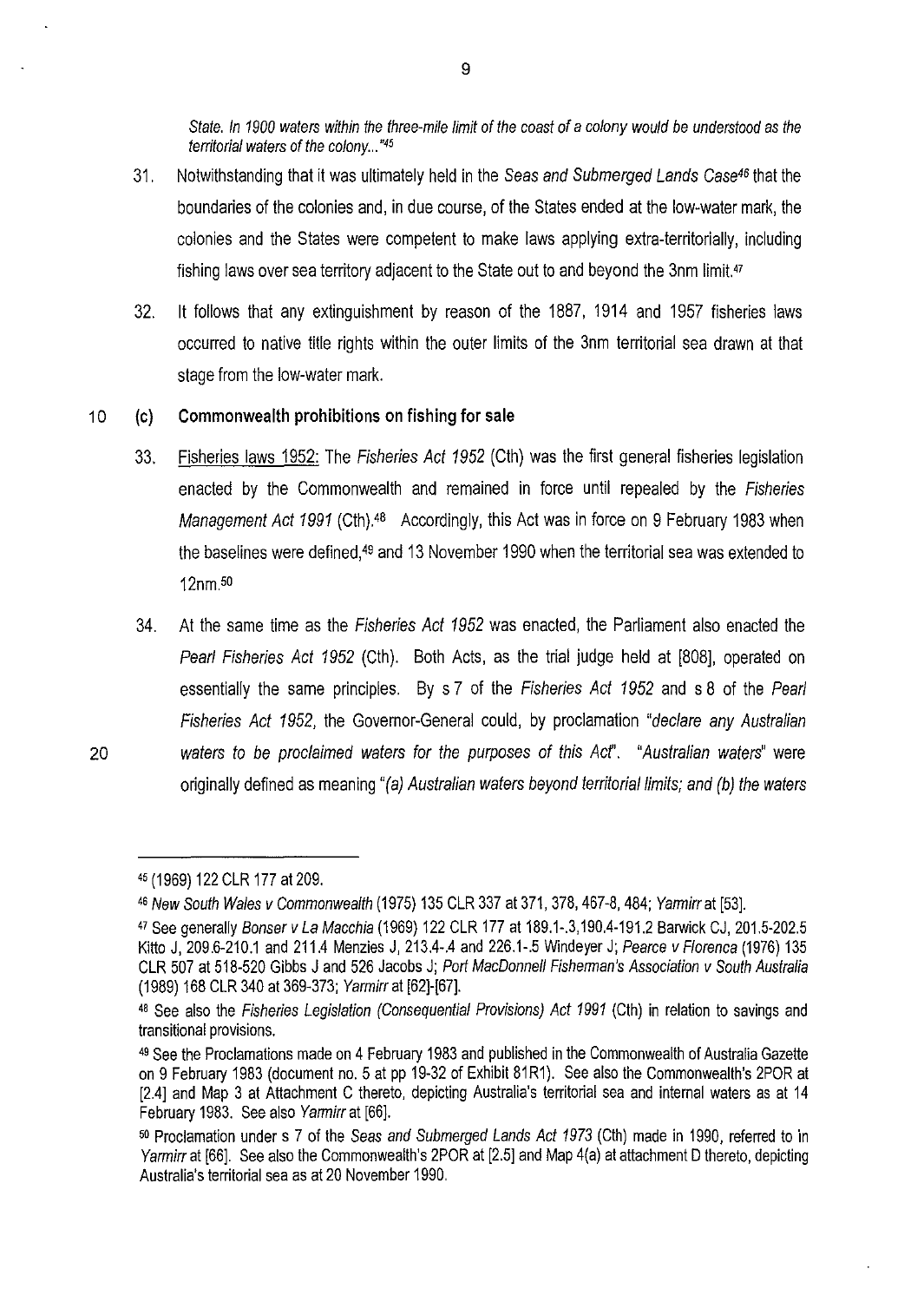*State. In 1900 waters within the three-mile limit of the coast of a colony would be understood as the territorial waters of the colony..."*[45]

31. Notwithstanding that it was ultimately held in the *Seas and Submerged Lands Case*[46] that the boundaries of the colonies and, in due course, of the States ended at the low-water mark, the colonies and the States were competent to make laws applying extra-territorially, including fishing laws over sea territory adjacent to the State out to and beyond the 3nm limit.[47]

32. It follows that any extinguishment by reason of the 1887, 1914 and 1957 fisheries laws occurred to native title rights within the outer limits of the 3nm territorial sea drawn at that stage from the low-water mark.

### (c) Commonwealth prohibitions on fishing for sale

33. Fisheries laws 1952: The *Fisheries Act 1952* (Cth) was the first general fisheries legislation enacted by the Commonwealth and remained in force until repealed by the *Fisheries Management Act 1991* (Cth).[48] Accordingly, this Act was in force on 9 February 1983 when the baselines were defined,[49] and 13 November 1990 when the territorial sea was extended to 12nm.[50]

34. At the same time as the *Fisheries Act 1952* was enacted, the Parliament also enacted the *Pearl Fisheries Act 1952* (Cth). Both Acts, as the trial judge held at [808], operated on essentially the same principles. By s 7 of the *Fisheries Act 1952* and s 8 of the *Pearl Fisheries Act 1952*, the Governor-General could, by proclamation *"declare any Australian waters to be proclaimed waters for the purposes of this Act"*. *"Australian waters"* were originally defined as meaning *"(a) Australian waters beyond territorial limits; and (b) the waters*

---

[45] (1969) 122 CLR 177 at 209.

[46] *New South Wales v Commonwealth* (1975) 135 CLR 337 at 371, 378, 467-8, 484; *Yarmirr* at [53].

[47] See generally *Bonser v La Macchia* (1969) 122 CLR 177 at 189.1-.3,190.4-191.2 Barwick CJ, 201.5-202.5 Kitto J, 209.6-210.1 and 211.4 Menzies J, 213.4-.4 and 226.1-.5 Windeyer J; *Pearce v Florenca* (1976) 135 CLR 507 at 518-520 Gibbs J and 526 Jacobs J; *Port MacDonnell Fisherman's Association v South Australia* (1989) 168 CLR 340 at 369-373; *Yarmirr* at [62]-[67].

[48] See also the *Fisheries Legislation (Consequential Provisions) Act 1991* (Cth) in relation to savings and transitional provisions.

[49] See the Proclamations made on 4 February 1983 and published in the Commonwealth of Australia Gazette on 9 February 1983 (document no. 5 at pp 19-32 of Exhibit 81R1). See also the Commonwealth's 2POR at [2.4] and Map 3 at Attachment C thereto, depicting Australia's territorial sea and internal waters as at 14 February 1983. See also *Yarmirr* at [66].

[50] Proclamation under s 7 of the *Seas and Submerged Lands Act 1973* (Cth) made in 1990, referred to in *Yarmirr* at [66]. See also the Commonwealth's 2POR at [2.5] and Map 4(a) at attachment D thereto, depicting Australia's territorial sea as at 20 November 1990.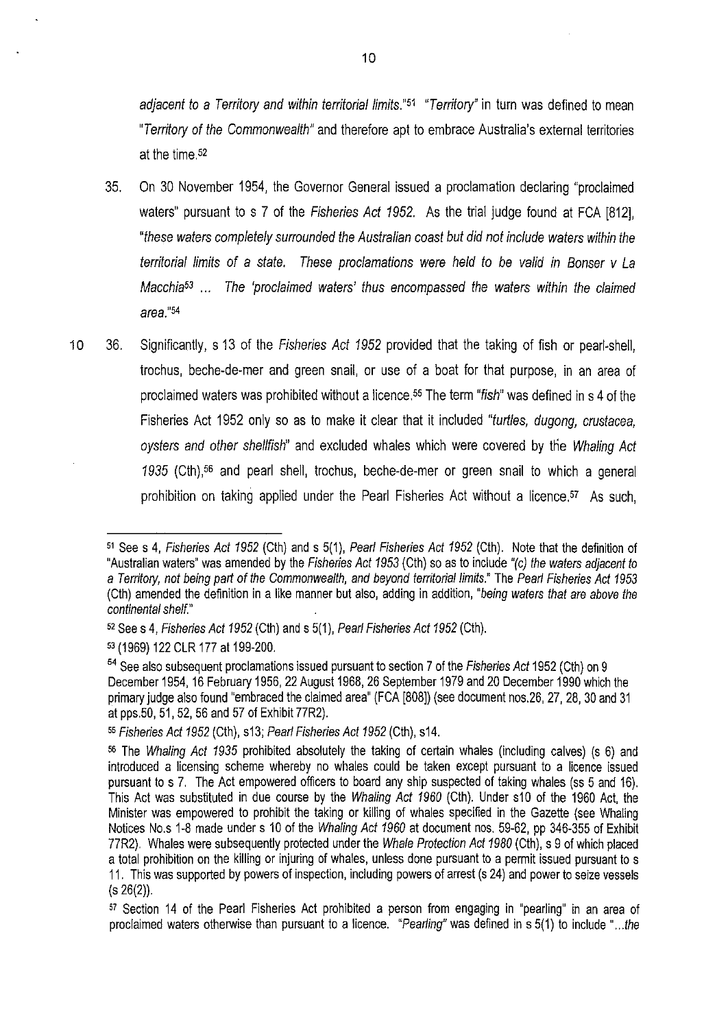*adjacent to a Territory and within territorial limits.*"[51] "*Territory*" in turn was defined to mean "*Territory of the Commonwealth*" and therefore apt to embrace Australia's external territories at the time.[52]

35. On 30 November 1954, the Governor General issued a proclamation declaring "proclaimed waters" pursuant to s 7 of the *Fisheries Act 1952*. As the trial judge found at FCA [812], "*these waters completely surrounded the Australian coast but did not include waters within the territorial limits of a state. These proclamations were held to be valid in Bonser v La Macchia*[53] ... *The 'proclaimed waters' thus encompassed the waters within the claimed area.*"[54]

36. Significantly, s 13 of the *Fisheries Act 1952* provided that the taking of fish or pearl-shell, trochus, beche-de-mer and green snail, or use of a boat for that purpose, in an area of proclaimed waters was prohibited without a licence.[55] The term "*fish*" was defined in s 4 of the Fisheries Act 1952 only so as to make it clear that it included "*turtles, dugong, crustacea, oysters and other shellfish*" and excluded whales which were covered by the *Whaling Act 1935* (Cth),[56] and pearl shell, trochus, beche-de-mer or green snail to which a general prohibition on taking applied under the Pearl Fisheries Act without a licence.[57] As such,

---

[51] See s 4, *Fisheries Act 1952* (Cth) and s 5(1), *Pearl Fisheries Act 1952* (Cth). Note that the definition of "Australian waters" was amended by the *Fisheries Act 1953* (Cth) so as to include *"(c) the waters adjacent to a Territory, not being part of the Commonwealth, and beyond territorial limits."* The *Pearl Fisheries Act 1953* (Cth) amended the definition in a like manner but also, adding in addition, "*being waters that are above the continental shelf.*"

[52] See s 4, *Fisheries Act 1952* (Cth) and s 5(1), *Pearl Fisheries Act 1952* (Cth).

[53] (1969) 122 CLR 177 at 199-200.

[54] See also subsequent proclamations issued pursuant to section 7 of the *Fisheries Act* 1952 (Cth) on 9 December 1954, 16 February 1956, 22 August 1968, 26 September 1979 and 20 December 1990 which the primary judge also found "embraced the claimed area" (FCA [808]) (see document nos.26, 27, 28, 30 and 31 at pps.50, 51, 52, 56 and 57 of Exhibit 77R2).

[55] *Fisheries Act 1952* (Cth), s13; *Pearl Fisheries Act 1952* (Cth), s14.

[56] The *Whaling Act 1935* prohibited absolutely the taking of certain whales (including calves) (s 6) and introduced a licensing scheme whereby no whales could be taken except pursuant to a licence issued pursuant to s 7. The Act empowered officers to board any ship suspected of taking whales (ss 5 and 16). This Act was substituted in due course by the *Whaling Act 1960* (Cth). Under s10 of the 1960 Act, the Minister was empowered to prohibit the taking or killing of whales specified in the Gazette (see Whaling Notices No.s 1-8 made under s 10 of the *Whaling Act 1960* at document nos. 59-62, pp 346-355 of Exhibit 77R2). Whales were subsequently protected under the *Whale Protection Act 1980* (Cth), s 9 of which placed a total prohibition on the killing or injuring of whales, unless done pursuant to a permit issued pursuant to s 11. This was supported by powers of inspection, including powers of arrest (s 24) and power to seize vessels (s 26(2)).

[57] Section 14 of the Pearl Fisheries Act prohibited a person from engaging in "pearling" in an area of proclaimed waters otherwise than pursuant to a licence. "*Pearling*" was defined in s 5(1) to include "*...the*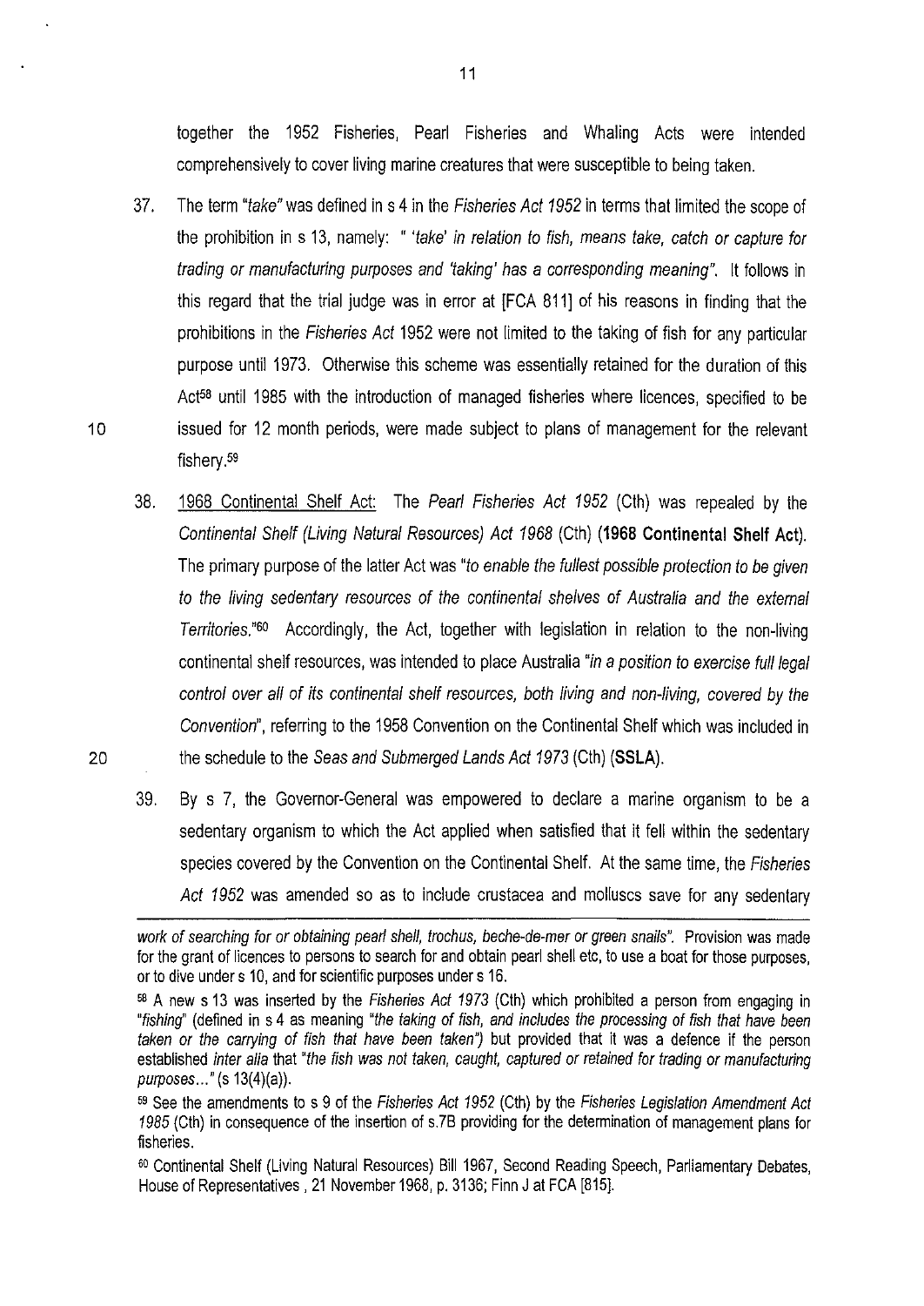together the 1952 Fisheries, Pearl Fisheries and Whaling Acts were intended comprehensively to cover living marine creatures that were susceptible to being taken.

37. The term *"take"* was defined in s 4 in the *Fisheries Act 1952* in terms that limited the scope of the prohibition in s 13, namely: *" 'take' in relation to fish, means take, catch or capture for trading or manufacturing purposes and 'taking' has a corresponding meaning"*. It follows in this regard that the trial judge was in error at [FCA 811] of his reasons in finding that the prohibitions in the *Fisheries Act* 1952 were not limited to the taking of fish for any particular purpose until 1973. Otherwise this scheme was essentially retained for the duration of this Act[58] until 1985 with the introduction of managed fisheries where licences, specified to be issued for 12 month periods, were made subject to plans of management for the relevant fishery.[59]

38. <u>1968 Continental Shelf Act:</u> The *Pearl Fisheries Act 1952* (Cth) was repealed by the *Continental Shelf (Living Natural Resources) Act 1968* (Cth) (**1968 Continental Shelf Act**). The primary purpose of the latter Act was *"to enable the fullest possible protection to be given to the living sedentary resources of the continental shelves of Australia and the external Territories."*[60] Accordingly, the Act, together with legislation in relation to the non-living continental shelf resources, was intended to place Australia *"in a position to exercise full legal control over all of its continental shelf resources, both living and non-living, covered by the Convention"*, referring to the 1958 Convention on the Continental Shelf which was included in the schedule to the *Seas and Submerged Lands Act 1973* (Cth) (**SSLA**).

39. By s 7, the Governor-General was empowered to declare a marine organism to be a sedentary organism to which the Act applied when satisfied that it fell within the sedentary species covered by the Convention on the Continental Shelf. At the same time, the *Fisheries Act 1952* was amended so as to include crustacea and molluscs save for any sedentary

---

*work of searching for or obtaining pearl shell, trochus, beche-de-mer or green snails".* Provision was made for the grant of licences to persons to search for and obtain pearl shell etc, to use a boat for those purposes, or to dive under s 10, and for scientific purposes under s 16.

[58] A new s 13 was inserted by the *Fisheries Act 1973* (Cth) which prohibited a person from engaging in *"fishing"* (defined in s 4 as meaning *"the taking of fish, and includes the processing of fish that have been taken or the carrying of fish that have been taken"*) but provided that it was a defence if the person established *inter alia* that *"the fish was not taken, caught, captured or retained for trading or manufacturing purposes…"* (s 13(4)(a)).

[59] See the amendments to s 9 of the *Fisheries Act 1952* (Cth) by the *Fisheries Legislation Amendment Act 1985* (Cth) in consequence of the insertion of s.7B providing for the determination of management plans for fisheries.

[60] Continental Shelf (Living Natural Resources) Bill 1967, Second Reading Speech, Parliamentary Debates, House of Representatives , 21 November 1968, p. 3136; Finn J at FCA [815].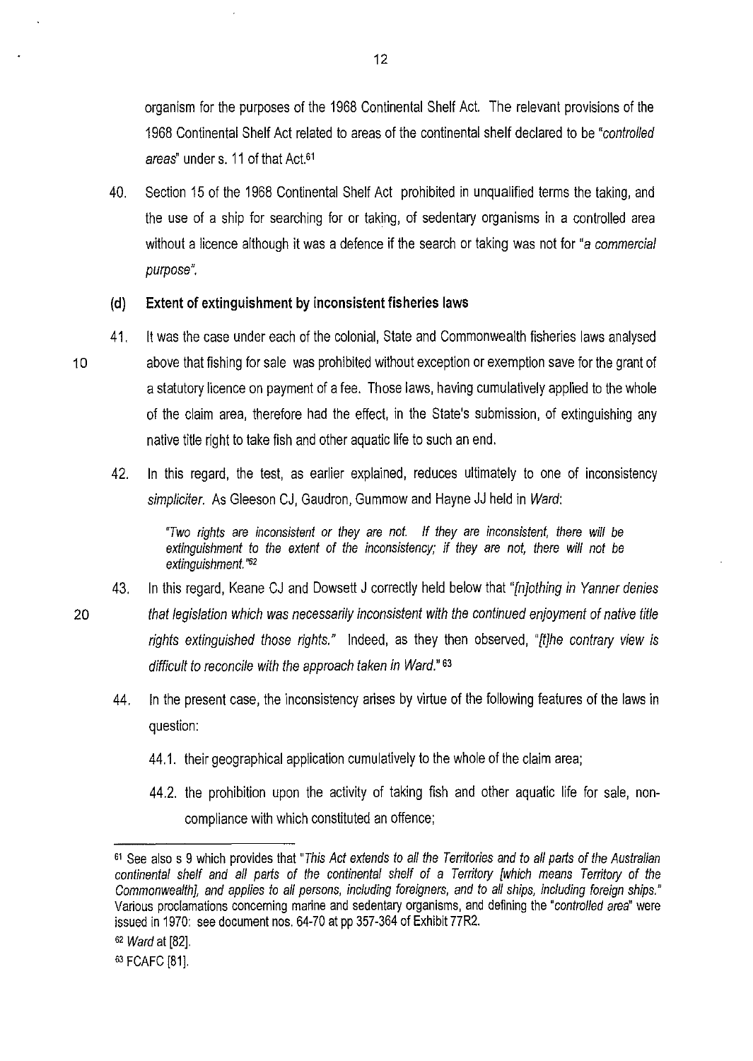organism for the purposes of the 1968 Continental Shelf Act. The relevant provisions of the 1968 Continental Shelf Act related to areas of the continental shelf declared to be "*controlled areas*" under s. 11 of that Act.[61]

40. Section 15 of the 1968 Continental Shelf Act prohibited in unqualified terms the taking, and the use of a ship for searching for or taking, of sedentary organisms in a controlled area without a licence although it was a defence if the search or taking was not for "*a commercial purpose*".

**(d) Extent of extinguishment by inconsistent fisheries laws**

41. It was the case under each of the colonial, State and Commonwealth fisheries laws analysed above that fishing for sale was prohibited without exception or exemption save for the grant of a statutory licence on payment of a fee. Those laws, having cumulatively applied to the whole of the claim area, therefore had the effect, in the State's submission, of extinguishing any native title right to take fish and other aquatic life to such an end.

42. In this regard, the test, as earlier explained, reduces ultimately to one of inconsistency *simpliciter*. As Gleeson CJ, Gaudron, Gummow and Hayne JJ held in *Ward*:

> "*Two rights are inconsistent or they are not. If they are inconsistent, there will be extinguishment to the extent of the inconsistency; if they are not, there will not be extinguishment.*"[62]

43. In this regard, Keane CJ and Dowsett J correctly held below that "*[n]othing in Yanner denies that legislation which was necessarily inconsistent with the continued enjoyment of native title rights extinguished those rights.*" Indeed, as they then observed, "*[t]he contrary view is difficult to reconcile with the approach taken in Ward.*"[63]

44. In the present case, the inconsistency arises by virtue of the following features of the laws in question:

    44.1. their geographical application cumulatively to the whole of the claim area;

    44.2. the prohibition upon the activity of taking fish and other aquatic life for sale, non-compliance with which constituted an offence;

---

[61] See also s 9 which provides that "*This Act extends to all the Territories and to all parts of the Australian continental shelf and all parts of the continental shelf of a Territory [which means Territory of the Commonwealth], and applies to all persons, including foreigners, and to all ships, including foreign ships.*" Various proclamations concerning marine and sedentary organisms, and defining the "*controlled area*" were issued in 1970: see document nos. 64-70 at pp 357-364 of Exhibit 77R2.

[62] *Ward* at [82].

[63] FCAFC [81].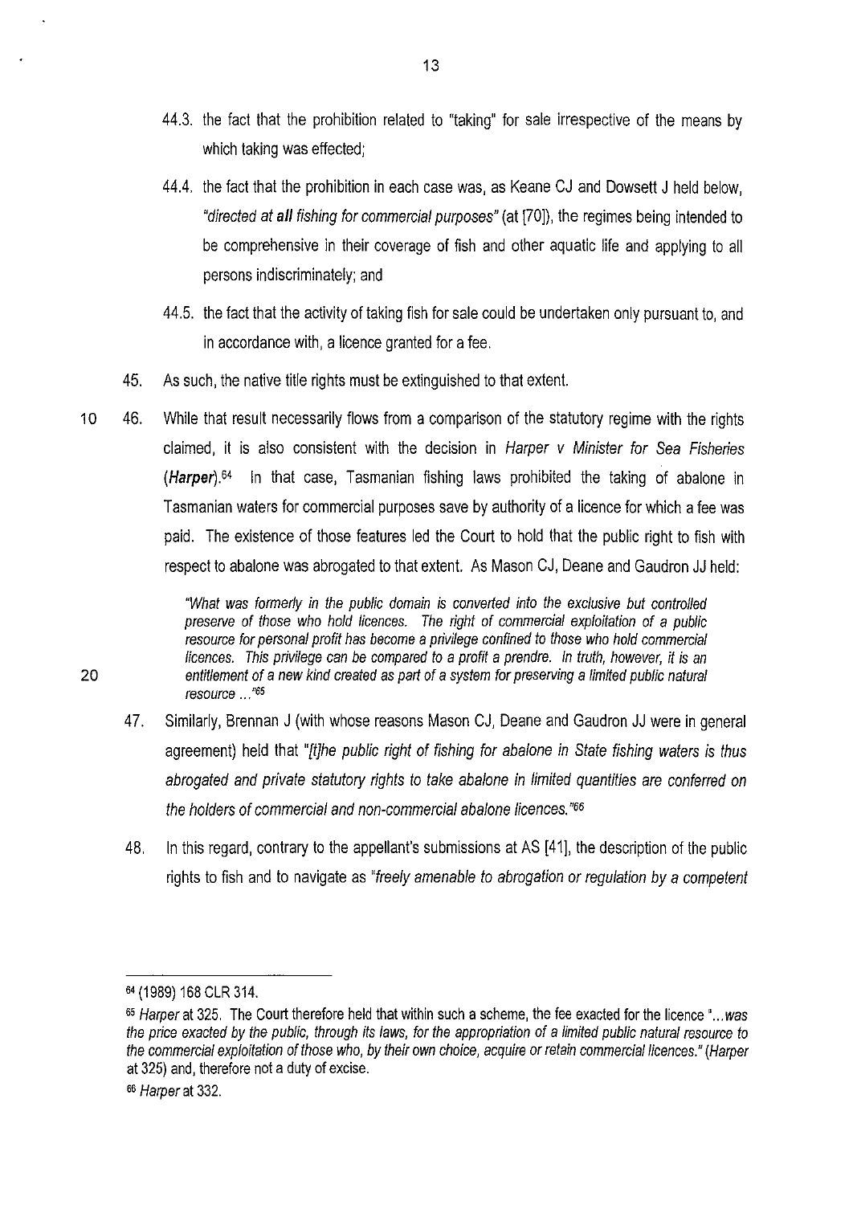44.3. the fact that the prohibition related to "taking" for sale irrespective of the means by which taking was effected;

44.4. the fact that the prohibition in each case was, as Keane CJ and Dowsett J held below, *"directed at **all** fishing for commercial purposes"* (at [70]), the regimes being intended to be comprehensive in their coverage of fish and other aquatic life and applying to all persons indiscriminately; and

44.5. the fact that the activity of taking fish for sale could be undertaken only pursuant to, and in accordance with, a licence granted for a fee.

45. As such, the native title rights must be extinguished to that extent.

46. While that result necessarily flows from a comparison of the statutory regime with the rights claimed, it is also consistent with the decision in *Harper v Minister for Sea Fisheries* (***Harper***).[64] In that case, Tasmanian fishing laws prohibited the taking of abalone in Tasmanian waters for commercial purposes save by authority of a licence for which a fee was paid. The existence of those features led the Court to hold that the public right to fish with respect to abalone was abrogated to that extent. As Mason CJ, Deane and Gaudron JJ held:

> *"What was formerly in the public domain is converted into the exclusive but controlled preserve of those who hold licences. The right of commercial exploitation of a public resource for personal profit has become a privilege confined to those who hold commercial licences. This privilege can be compared to a profit a prendre. In truth, however, it is an entitlement of a new kind created as part of a system for preserving a limited public natural resource ..."*[65]

47. Similarly, Brennan J (with whose reasons Mason CJ, Deane and Gaudron JJ were in general agreement) held that *"[t]he public right of fishing for abalone in State fishing waters is thus abrogated and private statutory rights to take abalone in limited quantities are conferred on the holders of commercial and non-commercial abalone licences."*[66]

48. In this regard, contrary to the appellant's submissions at AS [41], the description of the public rights to fish and to navigate as *"freely amenable to abrogation or regulation by a competent*

---

[64] (1989) 168 CLR 314.

[65] *Harper* at 325. The Court therefore held that within such a scheme, the fee exacted for the licence *"...was the price exacted by the public, through its laws, for the appropriation of a limited public natural resource to the commercial exploitation of those who, by their own choice, acquire or retain commercial licences."* (*Harper* at 325) and, therefore not a duty of excise.

[66] *Harper* at 332.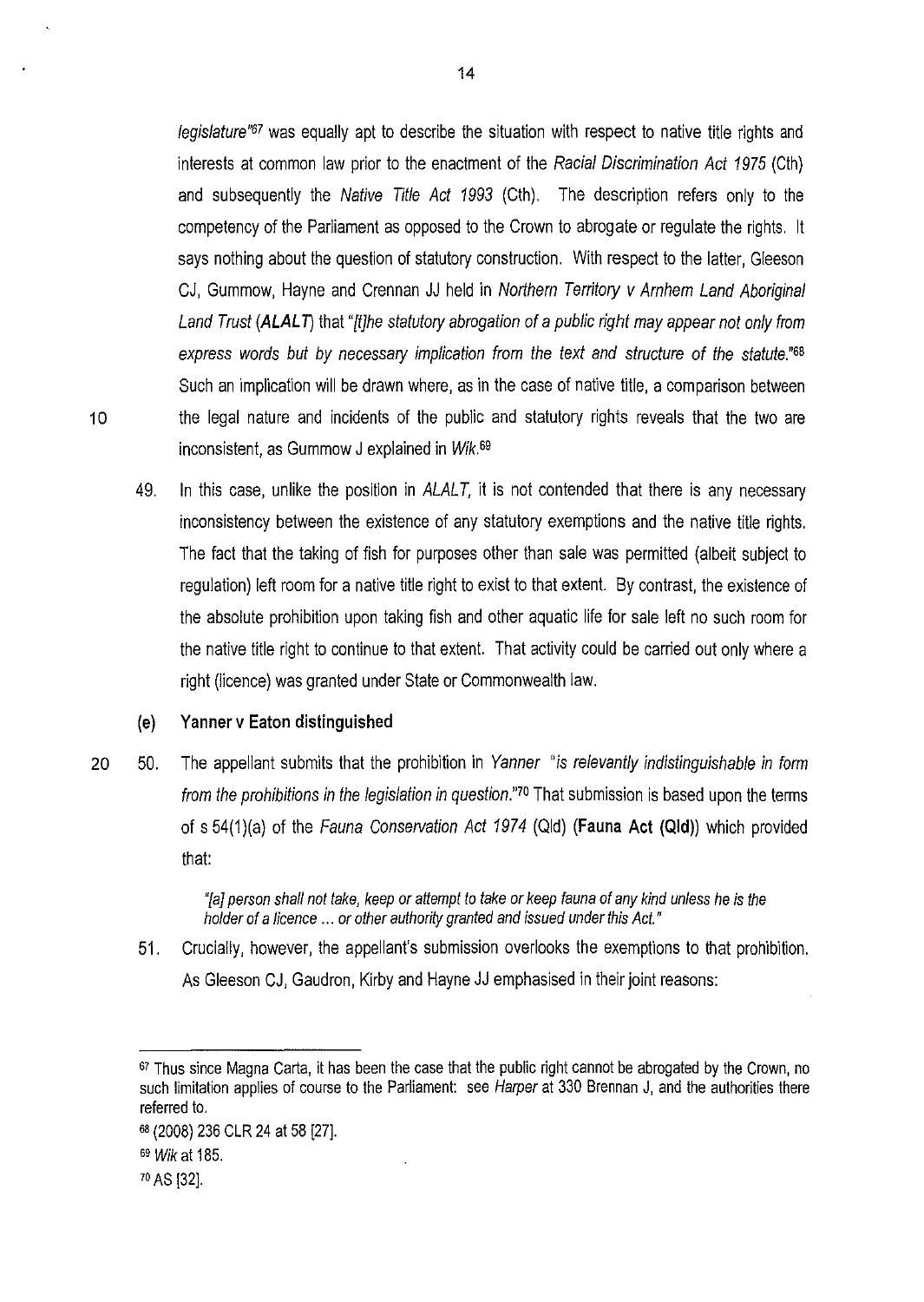*legislature*"[67] was equally apt to describe the situation with respect to native title rights and interests at common law prior to the enactment of the *Racial Discrimination Act 1975* (Cth) and subsequently the *Native Title Act 1993* (Cth). The description refers only to the competency of the Parliament as opposed to the Crown to abrogate or regulate the rights. It says nothing about the question of statutory construction. With respect to the latter, Gleeson CJ, Gummow, Hayne and Crennan JJ held in *Northern Territory v Arnhem Land Aboriginal Land Trust* (***ALALT***) that "*[t]he statutory abrogation of a public right may appear not only from express words but by necessary implication from the text and structure of the statute.*"[68] Such an implication will be drawn where, as in the case of native title, a comparison between the legal nature and incidents of the public and statutory rights reveals that the two are inconsistent, as Gummow J explained in *Wik*.[69]

49. In this case, unlike the position in *ALALT*, it is not contended that there is any necessary inconsistency between the existence of any statutory exemptions and the native title rights. The fact that the taking of fish for purposes other than sale was permitted (albeit subject to regulation) left room for a native title right to exist to that extent. By contrast, the existence of the absolute prohibition upon taking fish and other aquatic life for sale left no such room for the native title right to continue to that extent. That activity could be carried out only where a right (licence) was granted under State or Commonwealth law.

### (e) Yanner v Eaton distinguished

50. The appellant submits that the prohibition in *Yanner* "*is relevantly indistinguishable in form from the prohibitions in the legislation in question.*"[70] That submission is based upon the terms of s 54(1)(a) of the *Fauna Conservation Act 1974* (Qld) (**Fauna Act (Qld)**) which provided that:

> *"[a] person shall not take, keep or attempt to take or keep fauna of any kind unless he is the holder of a licence ... or other authority granted and issued under this Act."*

51. Crucially, however, the appellant's submission overlooks the exemptions to that prohibition. As Gleeson CJ, Gaudron, Kirby and Hayne JJ emphasised in their joint reasons:

---

[67] Thus since Magna Carta, it has been the case that the public right cannot be abrogated by the Crown, no such limitation applies of course to the Parliament: see *Harper* at 330 Brennan J, and the authorities there referred to.

[68] (2008) 236 CLR 24 at 58 [27].

[69] *Wik* at 185.

[70] AS [32].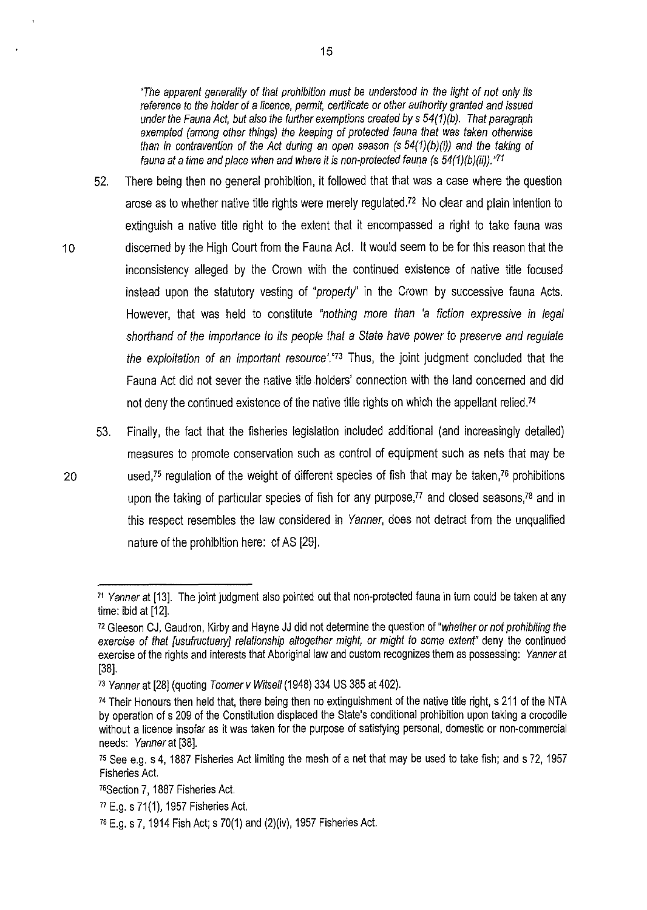> "The apparent generality of that prohibition must be understood in the light of not only its reference to the holder of a licence, permit, certificate or other authority granted and issued under the Fauna Act, but also the further exemptions created by s 54(1)(b). That paragraph exempted (among other things) the keeping of protected fauna that was taken otherwise than in contravention of the Act during an open season (s 54(1)(b)(i)) and the taking of fauna at a time and place when and where it is non-protected fauna (s 54(1)(b)(ii))."[71]

52. There being then no general prohibition, it followed that that was a case where the question arose as to whether native title rights were merely regulated.[72] No clear and plain intention to extinguish a native title right to the extent that it encompassed a right to take fauna was discerned by the High Court from the Fauna Act. It would seem to be for this reason that the inconsistency alleged by the Crown with the continued existence of native title focused instead upon the statutory vesting of *"property"* in the Crown by successive fauna Acts. However, that was held to constitute *"nothing more than 'a fiction expressive in legal shorthand of the importance to its people that a State have power to preserve and regulate the exploitation of an important resource'."*[73] Thus, the joint judgment concluded that the Fauna Act did not sever the native title holders' connection with the land concerned and did not deny the continued existence of the native title rights on which the appellant relied.[74]

53. Finally, the fact that the fisheries legislation included additional (and increasingly detailed) measures to promote conservation such as control of equipment such as nets that may be used,[75] regulation of the weight of different species of fish that may be taken,[76] prohibitions upon the taking of particular species of fish for any purpose,[77] and closed seasons,[78] and in this respect resembles the law considered in *Yanner*, does not detract from the unqualified nature of the prohibition here: cf AS [29].

---

[71] *Yanner* at [13]. The joint judgment also pointed out that non-protected fauna in turn could be taken at any time: ibid at [12].

[72] Gleeson CJ, Gaudron, Kirby and Hayne JJ did not determine the question of *"whether or not prohibiting the exercise of that [usufructuary] relationship altogether might, or might to some extent"* deny the continued exercise of the rights and interests that Aboriginal law and custom recognizes them as possessing: *Yanner* at [38].

[73] *Yanner* at [28] (quoting *Toomer v Witsell* (1948) 334 US 385 at 402).

[74] Their Honours then held that, there being then no extinguishment of the native title right, s 211 of the NTA by operation of s 209 of the Constitution displaced the State's conditional prohibition upon taking a crocodile without a licence insofar as it was taken for the purpose of satisfying personal, domestic or non-commercial needs: *Yanner* at [38].

[75] See e.g. s 4, 1887 Fisheries Act limiting the mesh of a net that may be used to take fish; and s 72, 1957 Fisheries Act.

[76] Section 7, 1887 Fisheries Act.

[77] E.g. s 71(1), 1957 Fisheries Act.

[78] E.g. s 7, 1914 Fish Act; s 70(1) and (2)(iv), 1957 Fisheries Act.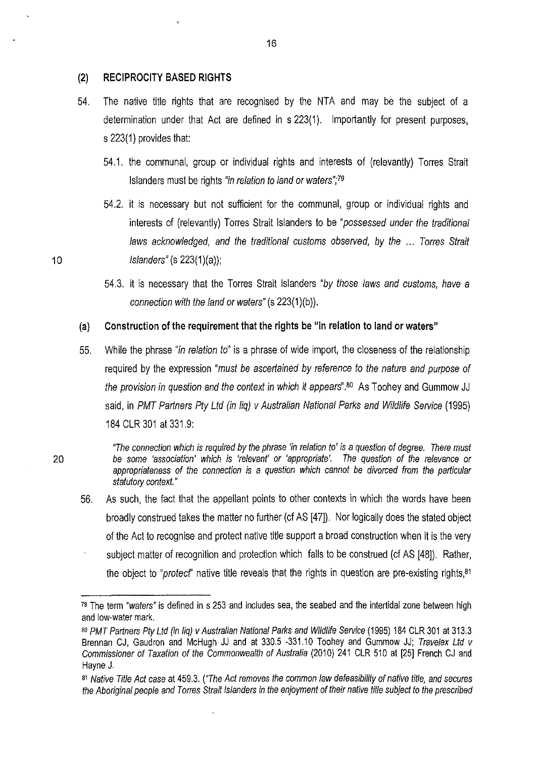### (2) RECIPROCITY BASED RIGHTS

54. The native title rights that are recognised by the NTA and may be the subject of a determination under that Act are defined in s 223(1). Importantly for present purposes, s 223(1) provides that:

    54.1. the communal, group or individual rights and interests of (relevantly) Torres Strait Islanders must be rights *"in relation to land or waters"*;[79]

    54.2. it is necessary but not sufficient for the communal, group or individual rights and interests of (relevantly) Torres Strait Islanders to be *"possessed under the traditional laws acknowledged, and the traditional customs observed, by the ... Torres Strait Islanders"* (s 223(1)(a));

    54.3. it is necessary that the Torres Strait Islanders *"by those laws and customs, have a connection with the land or waters"* (s 223(1)(b)).

#### (a) Construction of the requirement that the rights be "in relation to land or waters"

55. While the phrase *"in relation to"* is a phrase of wide import, the closeness of the relationship required by the expression *"must be ascertained by reference to the nature and purpose of the provision in question and the context in which it appears"*.[80] As Toohey and Gummow JJ said, in *PMT Partners Pty Ltd (in liq) v Australian National Parks and Wildlife Service* (1995) 184 CLR 301 at 331.9:

> *"The connection which is required by the phrase 'in relation to' is a question of degree. There must be some 'association' which is 'relevant' or 'appropriate'. The question of the relevance or appropriateness of the connection is a question which cannot be divorced from the particular statutory context."*

56. As such, the fact that the appellant points to other contexts in which the words have been broadly construed takes the matter no further (cf AS [47]). Nor logically does the stated object of the Act to recognise and protect native title support a broad construction when it is the very subject matter of recognition and protection which falls to be construed (cf AS [48]). Rather, the object to *"protect"* native title reveals that the rights in question are pre-existing rights,[81]

---

[79] The term *"waters"* is defined in s 253 and includes sea, the seabed and the intertidal zone between high and low-water mark.

[80] *PMT Partners Pty Ltd (in liq) v Australian National Parks and Wildlife Service* (1995) 184 CLR 301 at 313.3 Brennan CJ, Gaudron and McHugh JJ and at 330.5 -331.10 Toohey and Gummow JJ; *Travelex Ltd v Commissioner of Taxation of the Commonwealth of Australia* (2010) 241 CLR 510 at [25] French CJ and Hayne J.

[81] *Native Title Act case* at 459.3. (*"The Act removes the common law defeasibility of native title, and secures the Aboriginal people and Torres Strait Islanders in the enjoyment of their native title subject to the prescribed*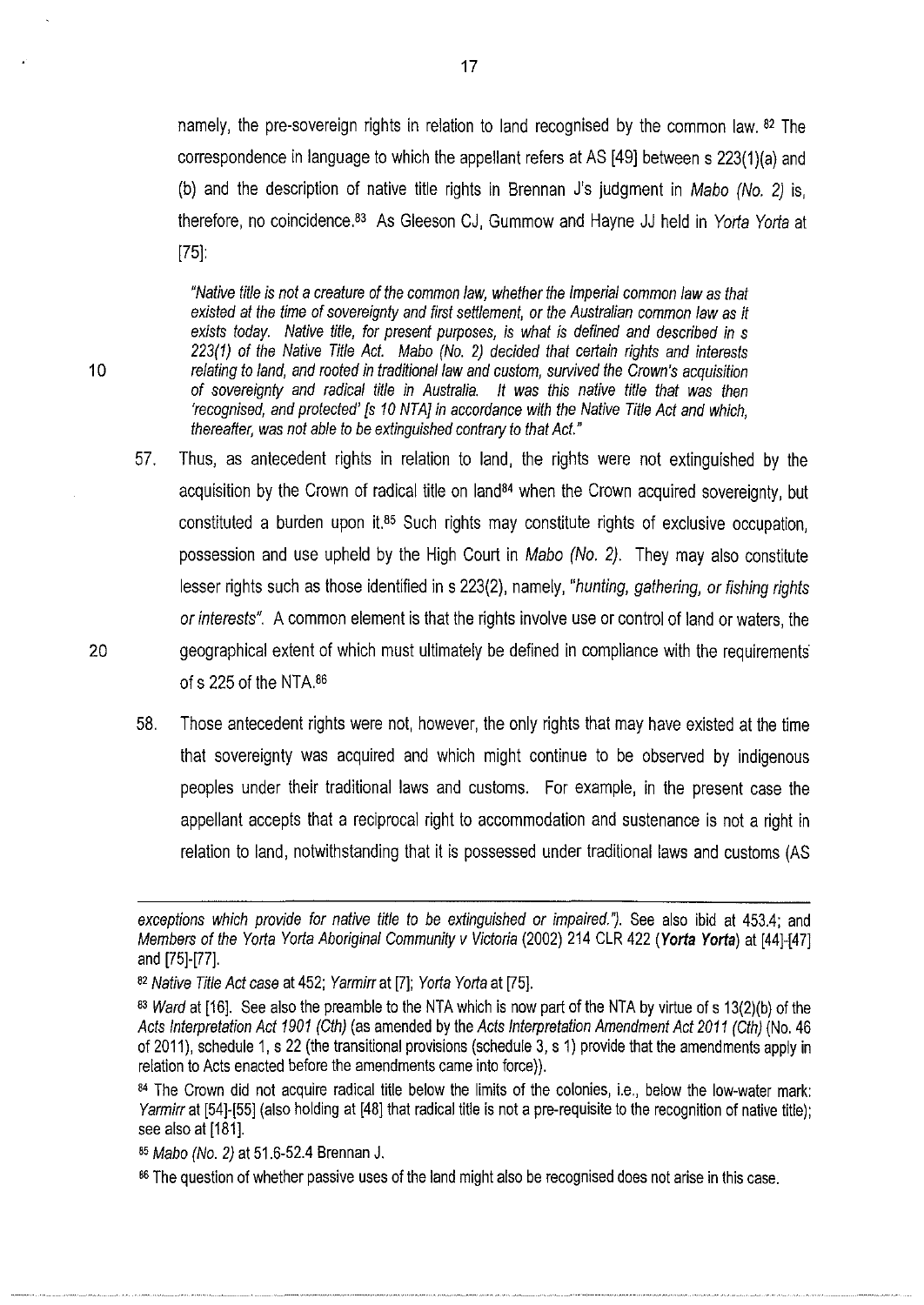namely, the pre-sovereign rights in relation to land recognised by the common law.[82] The correspondence in language to which the appellant refers at AS [49] between s 223(1)(a) and (b) and the description of native title rights in Brennan J's judgment in *Mabo (No. 2)* is, therefore, no coincidence.[83] As Gleeson CJ, Gummow and Hayne JJ held in *Yorta Yorta* at [75]:

> *"Native title is not a creature of the common law, whether the Imperial common law as that existed at the time of sovereignty and first settlement, or the Australian common law as it exists today. Native title, for present purposes, is what is defined and described in s 223(1) of the Native Title Act. Mabo (No. 2) decided that certain rights and interests relating to land, and rooted in traditional law and custom, survived the Crown's acquisition of sovereignty and radical title in Australia. It was this native title that was then 'recognised, and protected' [s 10 NTA] in accordance with the Native Title Act and which, thereafter, was not able to be extinguished contrary to that Act."*

57. Thus, as antecedent rights in relation to land, the rights were not extinguished by the acquisition by the Crown of radical title on land[84] when the Crown acquired sovereignty, but constituted a burden upon it.[85] Such rights may constitute rights of exclusive occupation, possession and use upheld by the High Court in *Mabo (No. 2)*. They may also constitute lesser rights such as those identified in s 223(2), namely, "*hunting, gathering, or fishing rights or interests*". A common element is that the rights involve use or control of land or waters, the geographical extent of which must ultimately be defined in compliance with the requirements of s 225 of the NTA.[86]

58. Those antecedent rights were not, however, the only rights that may have existed at the time that sovereignty was acquired and which might continue to be observed by indigenous peoples under their traditional laws and customs. For example, in the present case the appellant accepts that a reciprocal right to accommodation and sustenance is not a right in relation to land, notwithstanding that it is possessed under traditional laws and customs (AS

---

exceptions which provide for native title to be extinguished or impaired."). See also ibid at 453.4; and *Members of the Yorta Yorta Aboriginal Community v Victoria* (2002) 214 CLR 422 (***Yorta Yorta***) at [44]-[47] and [75]-[77].

[82] *Native Title Act case* at 452; *Yarmirr* at [7]; *Yorta Yorta* at [75].

[83] *Ward* at [16]. See also the preamble to the NTA which is now part of the NTA by virtue of s 13(2)(b) of the *Acts Interpretation Act 1901 (Cth)* (as amended by the *Acts Interpretation Amendment Act 2011 (Cth)* (No. 46 of 2011), schedule 1, s 22 (the transitional provisions (schedule 3, s 1) provide that the amendments apply in relation to Acts enacted before the amendments came into force)).

[84] The Crown did not acquire radical title below the limits of the colonies, i.e., below the low-water mark: *Yarmirr* at [54]-[55] (also holding at [48] that radical title is not a pre-requisite to the recognition of native title); see also at [181].

[85] *Mabo (No. 2)* at 51.6-52.4 Brennan J.

[86] The question of whether passive uses of the land might also be recognised does not arise in this case.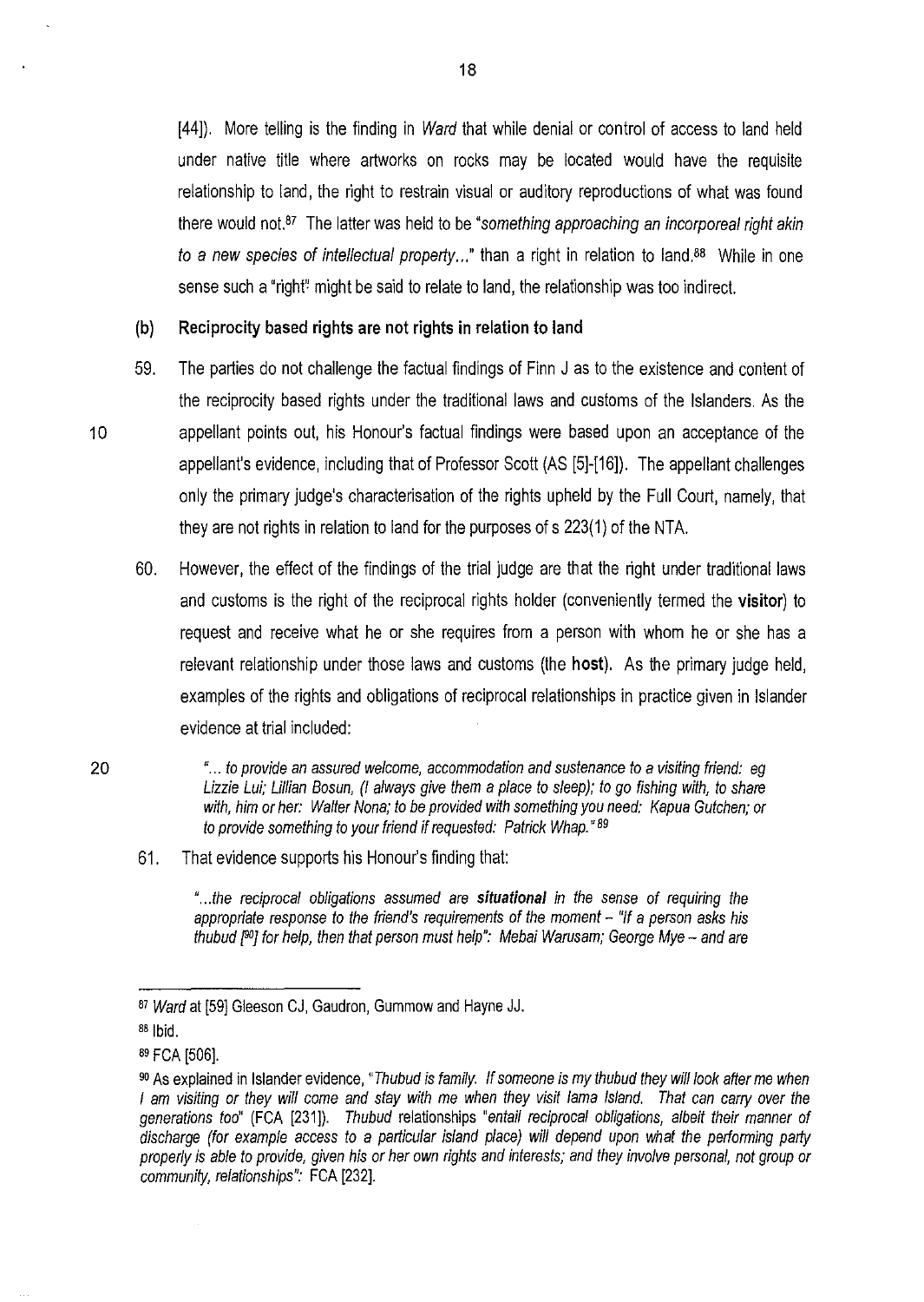[44]). More telling is the finding in *Ward* that while denial or control of access to land held under native title where artworks on rocks may be located would have the requisite relationship to land, the right to restrain visual or auditory reproductions of what was found there would not.[87] The latter was held to be "*something approaching an incorporeal right akin to a new species of intellectual property...*" than a right in relation to land.[88] While in one sense such a "right" might be said to relate to land, the relationship was too indirect.

**(b) Reciprocity based rights are not rights in relation to land**

59. The parties do not challenge the factual findings of Finn J as to the existence and content of the reciprocity based rights under the traditional laws and customs of the Islanders. As the appellant points out, his Honour's factual findings were based upon an acceptance of the appellant's evidence, including that of Professor Scott (AS [5]-[16]). The appellant challenges only the primary judge's characterisation of the rights upheld by the Full Court, namely, that they are not rights in relation to land for the purposes of s 223(1) of the NTA.

60. However, the effect of the findings of the trial judge are that the right under traditional laws and customs is the right of the reciprocal rights holder (conveniently termed the **visitor**) to request and receive what he or she requires from a person with whom he or she has a relevant relationship under those laws and customs (the **host**). As the primary judge held, examples of the rights and obligations of reciprocal relationships in practice given in Islander evidence at trial included:

> "*... to provide an assured welcome, accommodation and sustenance to a visiting friend: eg Lizzie Lui; Lillian Bosun, (I always give them a place to sleep); to go fishing with, to share with, him or her: Walter Nona; to be provided with something you need: Kapua Gutchen; or to provide something to your friend if requested: Patrick Whap.*"[89]

61. That evidence supports his Honour's finding that:

> "*...the reciprocal obligations assumed are* ***situational*** *in the sense of requiring the appropriate response to the friend's requirements of the moment – "If a person asks his thubud [90] for help, then that person must help": Mebai Warusam; George Mye – and are*

---

[87] *Ward* at [59] Gleeson CJ, Gaudron, Gummow and Hayne JJ.

[88] Ibid.

[89] FCA [506].

[90] As explained in Islander evidence, "*Thubud is family. If someone is my thubud they will look after me when I am visiting or they will come and stay with me when they visit Iama Island. That can carry over the generations too*" (FCA [231]). *Thubud* relationships "*entail reciprocal obligations, albeit their manner of discharge (for example access to a particular island place) will depend upon what the performing party properly is able to provide, given his or her own rights and interests; and they involve personal, not group or community, relationships*": FCA [232].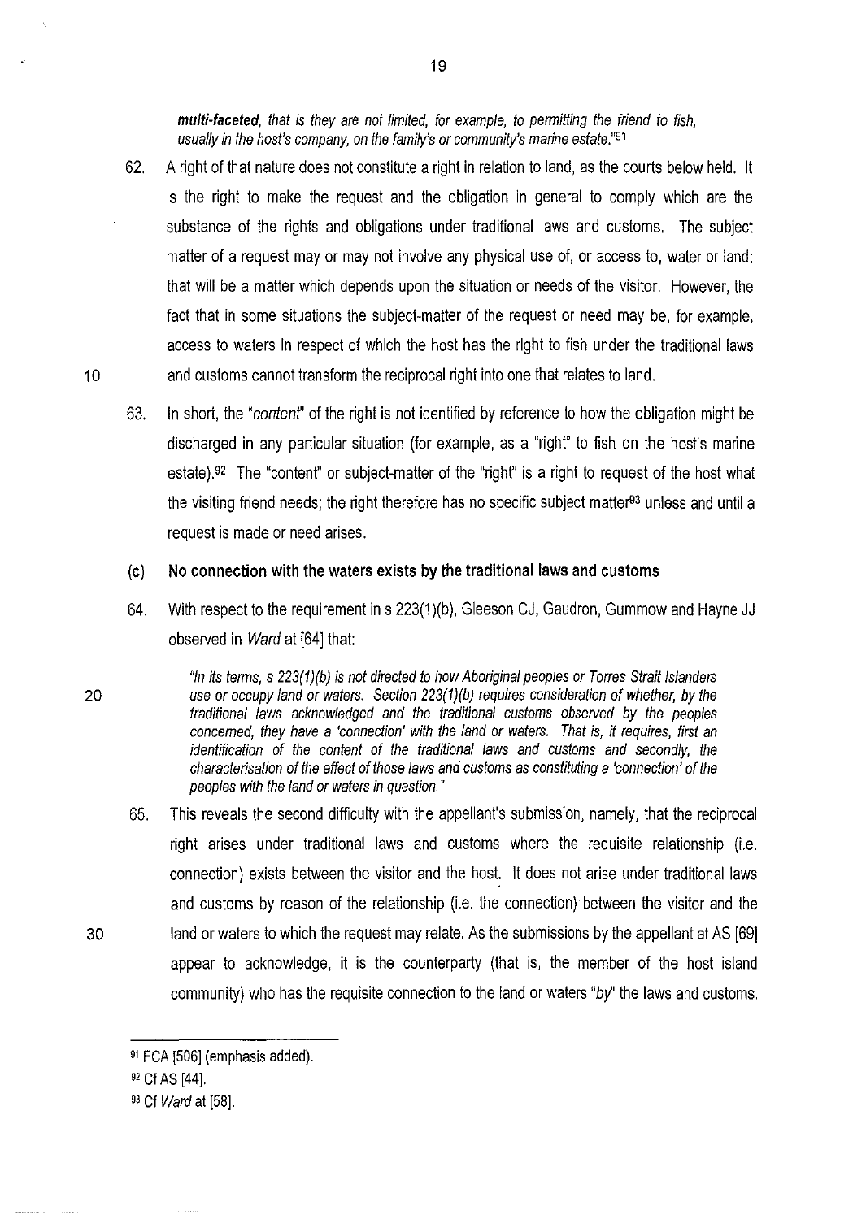***multi-faceted***, *that is they are not limited, for example, to permitting the friend to fish, usually in the host's company, on the family's or community's marine estate.*"[91]

62. A right of that nature does not constitute a right in relation to land, as the courts below held. It is the right to make the request and the obligation in general to comply which are the substance of the rights and obligations under traditional laws and customs. The subject matter of a request may or may not involve any physical use of, or access to, water or land; that will be a matter which depends upon the situation or needs of the visitor. However, the fact that in some situations the subject-matter of the request or need may be, for example, access to waters in respect of which the host has the right to fish under the traditional laws and customs cannot transform the reciprocal right into one that relates to land.

63. In short, the "*content*" of the right is not identified by reference to how the obligation might be discharged in any particular situation (for example, as a "right" to fish on the host's marine estate).[92] The "content" or subject-matter of the "right" is a right to request of the host what the visiting friend needs; the right therefore has no specific subject matter[93] unless and until a request is made or need arises.

### (c) No connection with the waters exists by the traditional laws and customs

64. With respect to the requirement in s 223(1)(b), Gleeson CJ, Gaudron, Gummow and Hayne JJ observed in *Ward* at [64] that:

> *"In its terms, s 223(1)(b) is not directed to how Aboriginal peoples or Torres Strait Islanders use or occupy land or waters. Section 223(1)(b) requires consideration of whether, by the traditional laws acknowledged and the traditional customs observed by the peoples concerned, they have a 'connection' with the land or waters. That is, it requires, first an identification of the content of the traditional laws and customs and secondly, the characterisation of the effect of those laws and customs as constituting a 'connection' of the peoples with the land or waters in question."*

65. This reveals the second difficulty with the appellant's submission, namely, that the reciprocal right arises under traditional laws and customs where the requisite relationship (i.e. connection) exists between the visitor and the host. It does not arise under traditional laws and customs by reason of the relationship (i.e. the connection) between the visitor and the land or waters to which the request may relate. As the submissions by the appellant at AS [69] appear to acknowledge, it is the counterparty (that is, the member of the host island community) who has the requisite connection to the land or waters "*by*" the laws and customs.

---

[91] FCA [506] (emphasis added).

[92] Cf AS [44].

[93] Cf *Ward* at [58].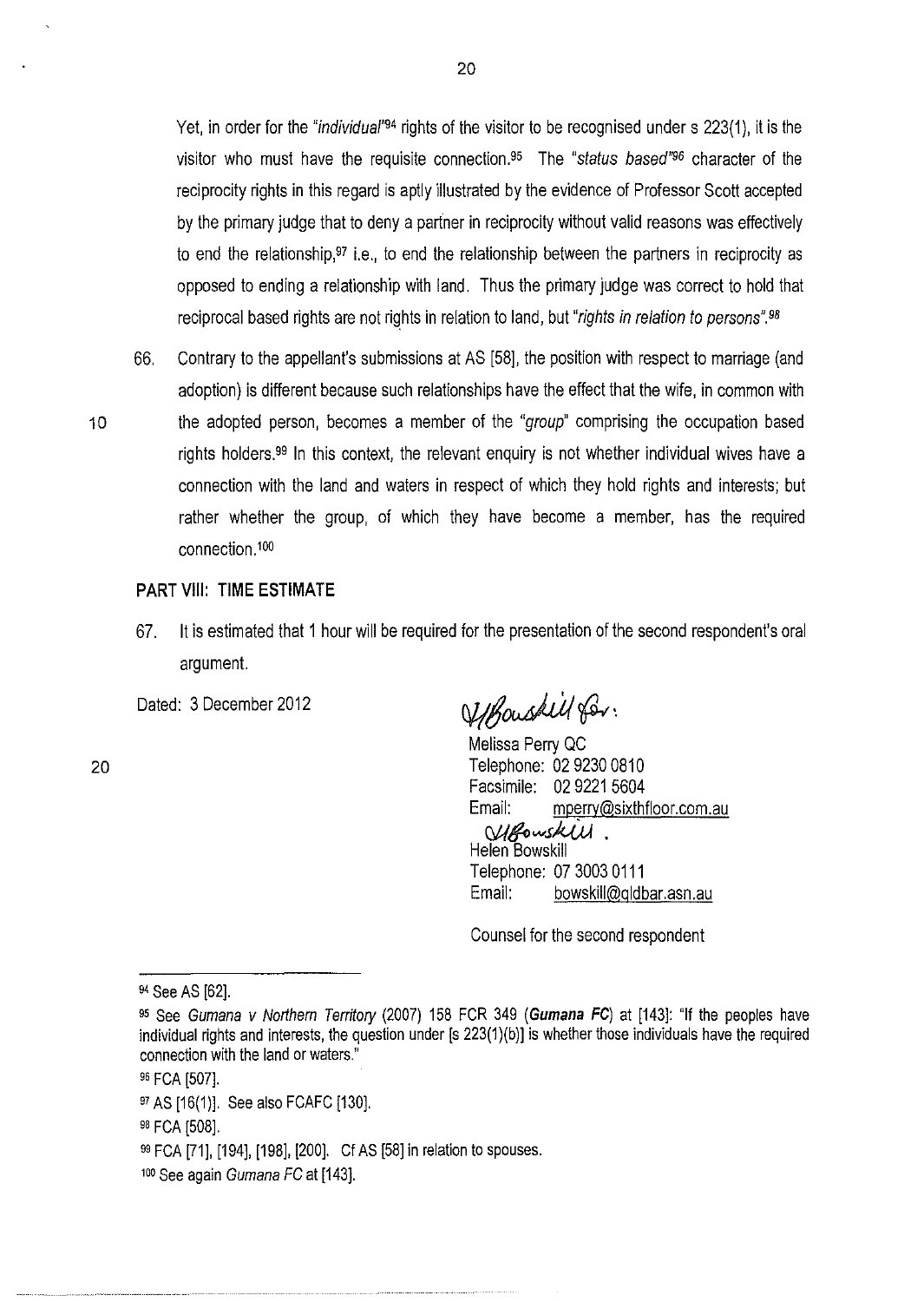Yet, in order for the *"individual"*[94] rights of the visitor to be recognised under s 223(1), it is the visitor who must have the requisite connection.[95] The *"status based"*[96] character of the reciprocity rights in this regard is aptly illustrated by the evidence of Professor Scott accepted by the primary judge that to deny a partner in reciprocity without valid reasons was effectively to end the relationship,[97] i.e., to end the relationship between the partners in reciprocity as opposed to ending a relationship with land. Thus the primary judge was correct to hold that reciprocal based rights are not rights in relation to land, but *"rights in relation to persons"*.[98]

66. Contrary to the appellant's submissions at AS [58], the position with respect to marriage (and adoption) is different because such relationships have the effect that the wife, in common with the adopted person, becomes a member of the *"group"* comprising the occupation based rights holders.[99] In this context, the relevant enquiry is not whether individual wives have a connection with the land and waters in respect of which they hold rights and interests; but rather whether the group, of which they have become a member, has the required connection.[100]

## PART VIII: TIME ESTIMATE

67. It is estimated that 1 hour will be required for the presentation of the second respondent's oral argument.

Dated: 3 December 2012

H Bowskill for:

Melissa Perry QC
Telephone: 02 9230 0810
Facsimile: 02 9221 5604
Email: mperry@sixthfloor.com.au

H Bowskill.

Helen Bowskill
Telephone: 07 3003 0111
Email: bowskill@qldbar.asn.au

Counsel for the second respondent

---

[94] See AS [62].

[95] See *Gumana v Northern Territory* (2007) 158 FCR 349 (***Gumana FC***) at [143]: "If the peoples have individual rights and interests, the question under [s 223(1)(b)] is whether those individuals have the required connection with the land or waters."

[96] FCA [507].

[97] AS [16(1)]. See also FCAFC [130].

[98] FCA [508].

[99] FCA [71], [194], [198], [200]. Cf AS [58] in relation to spouses.

[100] See again *Gumana FC* at [143].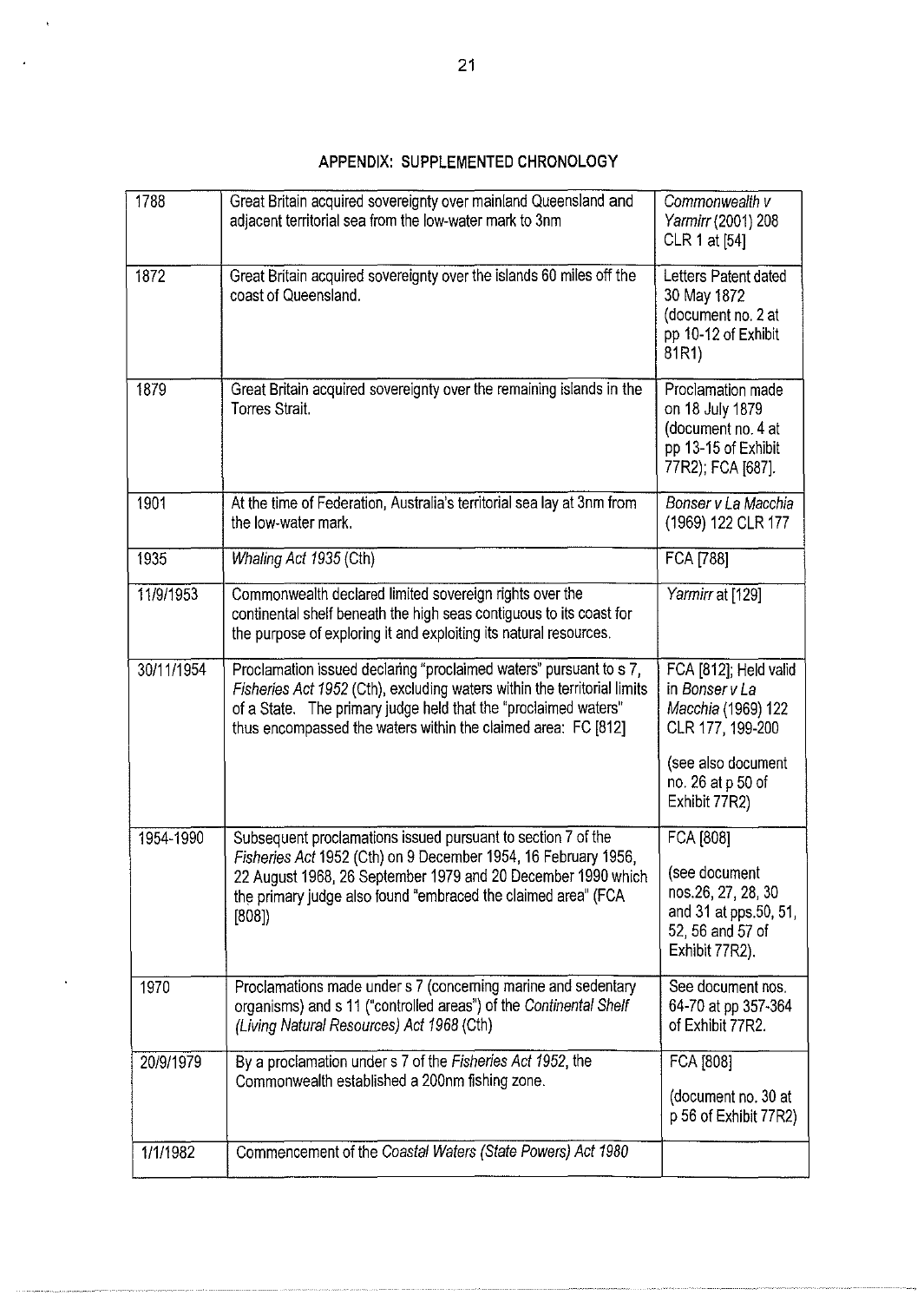## APPENDIX: SUPPLEMENTED CHRONOLOGY

| | | |
|---|---|---|
| 1788 | Great Britain acquired sovereignty over mainland Queensland and adjacent territorial sea from the low-water mark to 3nm | *Commonwealth v Yarmirr* (2001) 208 CLR 1 at [54] |
| 1872 | Great Britain acquired sovereignty over the islands 60 miles off the coast of Queensland. | Letters Patent dated 30 May 1872 (document no. 2 at pp 10-12 of Exhibit 81R1) |
| 1879 | Great Britain acquired sovereignty over the remaining islands in the Torres Strait. | Proclamation made on 18 July 1879 (document no. 4 at pp 13-15 of Exhibit 77R2); FCA [687]. |
| 1901 | At the time of Federation, Australia's territorial sea lay at 3nm from the low-water mark. | *Bonser v La Macchia* (1969) 122 CLR 177 |
| 1935 | *Whaling Act 1935* (Cth) | FCA [788] |
| 11/9/1953 | Commonwealth declared limited sovereign rights over the continental shelf beneath the high seas contiguous to its coast for the purpose of exploring it and exploiting its natural resources. | *Yarmirr* at [129] |
| 30/11/1954 | Proclamation issued declaring "proclaimed waters" pursuant to s 7, *Fisheries Act 1952* (Cth), excluding waters within the territorial limits of a State. The primary judge held that the "proclaimed waters" thus encompassed the waters within the claimed area: FC [812] | FCA [812]; Held valid in *Bonser v La Macchia* (1969) 122 CLR 177, 199-200<br><br>(see also document no. 26 at p 50 of Exhibit 77R2) |
| 1954-1990 | Subsequent proclamations issued pursuant to section 7 of the *Fisheries Act* 1952 (Cth) on 9 December 1954, 16 February 1956, 22 August 1968, 26 September 1979 and 20 December 1990 which the primary judge also found "embraced the claimed area" (FCA [808]) | FCA [808]<br><br>(see document nos.26, 27, 28, 30 and 31 at pps.50, 51, 52, 56 and 57 of Exhibit 77R2). |
| 1970 | Proclamations made under s 7 (concerning marine and sedentary organisms) and s 11 ("controlled areas") of the *Continental Shelf (Living Natural Resources) Act 1968* (Cth) | See document nos. 64-70 at pp 357-364 of Exhibit 77R2. |
| 20/9/1979 | By a proclamation under s 7 of the *Fisheries Act 1952*, the Commonwealth established a 200nm fishing zone. | FCA [808]<br><br>(document no. 30 at p 56 of Exhibit 77R2) |
| 1/1/1982 | Commencement of the *Coastal Waters (State Powers) Act 1980* | |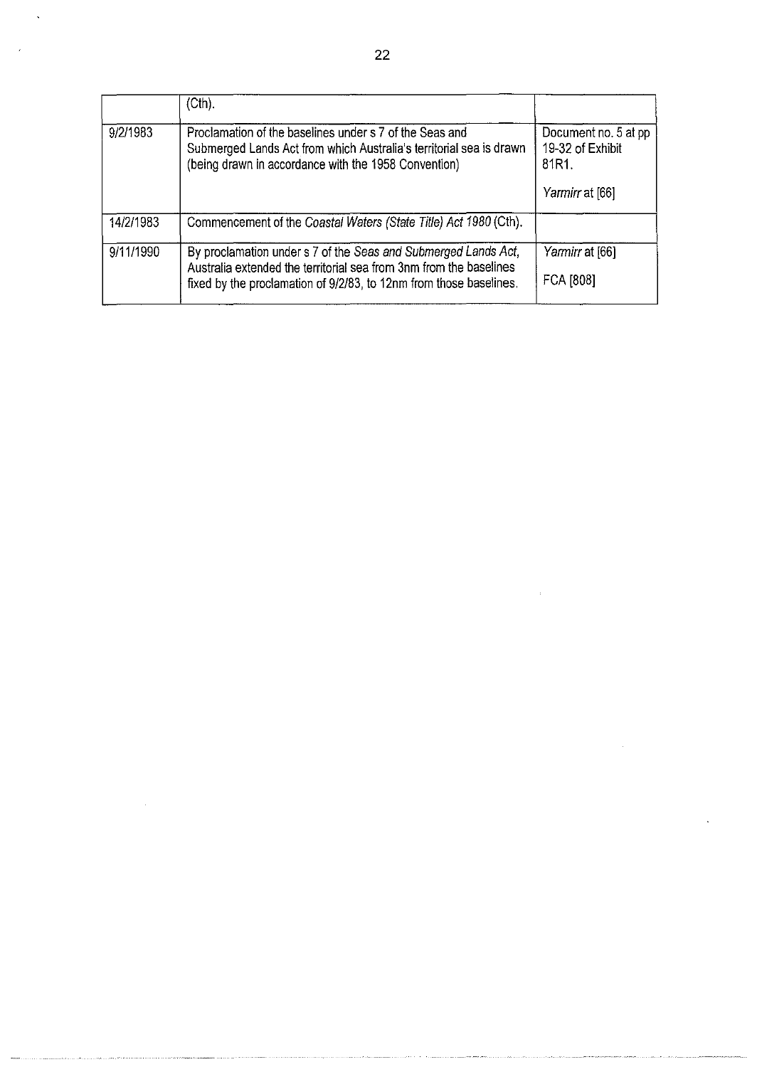| | | |
|---|---|---|
| | (Cth). | |
| 9/2/1983 | Proclamation of the baselines under s 7 of the Seas and Submerged Lands Act from which Australia's territorial sea is drawn (being drawn in accordance with the 1958 Convention) | Document no. 5 at pp 19-32 of Exhibit 81R1.<br><br>*Yarmirr* at [66] |
| 14/2/1983 | Commencement of the *Coastal Waters (State Title) Act 1980* (Cth). | |
| 9/11/1990 | By proclamation under s 7 of the *Seas and Submerged Lands Act*, Australia extended the territorial sea from 3nm from the baselines fixed by the proclamation of 9/2/83, to 12nm from those baselines. | *Yarmirr* at [66]<br><br>FCA [808] |